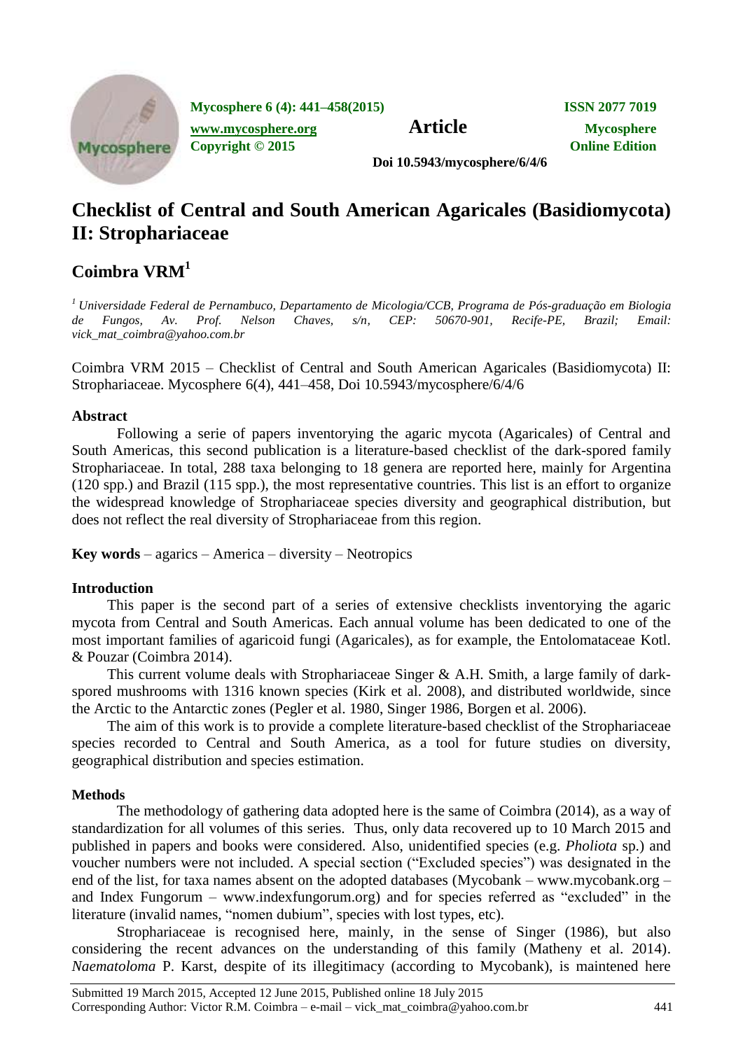# Checklist of Central and South American Agaricales (Basidiomycota) II: Strophariaceae

## Coimbra VRM[1]

[1] *Universidade Federal de Pernambuco, Departamento de Micologia/CCB, Programa de Pós-graduação em Biologia de Fungos, Av. Prof. Nelson Chaves, s/n, CEP: 50670-901, Recife-PE, Brazil; Email: vick_mat_coimbra@yahoo.com.br*

Coimbra VRM 2015 – Checklist of Central and South American Agaricales (Basidiomycota) II: Strophariaceae. Mycosphere 6(4), 441–458, Doi 10.5943/mycosphere/6/4/6

### Abstract

Following a serie of papers inventorying the agaric mycota (Agaricales) of Central and South Americas, this second publication is a literature-based checklist of the dark-spored family Strophariaceae. In total, 288 taxa belonging to 18 genera are reported here, mainly for Argentina (120 spp.) and Brazil (115 spp.), the most representative countries. This list is an effort to organize the widespread knowledge of Strophariaceae species diversity and geographical distribution, but does not reflect the real diversity of Strophariaceae from this region.

**Key words** – agarics – America – diversity – Neotropics

### Introduction

This paper is the second part of a series of extensive checklists inventorying the agaric mycota from Central and South Americas. Each annual volume has been dedicated to one of the most important families of agaricoid fungi (Agaricales), as for example, the Entolomataceae Kotl. & Pouzar (Coimbra 2014).

This current volume deals with Strophariaceae Singer & A.H. Smith, a large family of dark-spored mushrooms with 1316 known species (Kirk et al. 2008), and distributed worldwide, since the Arctic to the Antarctic zones (Pegler et al. 1980, Singer 1986, Borgen et al. 2006).

The aim of this work is to provide a complete literature-based checklist of the Strophariaceae species recorded to Central and South America, as a tool for future studies on diversity, geographical distribution and species estimation.

### Methods

The methodology of gathering data adopted here is the same of Coimbra (2014), as a way of standardization for all volumes of this series. Thus, only data recovered up to 10 March 2015 and published in papers and books were considered. Also, unidentified species (e.g. *Pholiota* sp.) and voucher numbers were not included. A special section ("Excluded species") was designated in the end of the list, for taxa names absent on the adopted databases (Mycobank – www.mycobank.org – and Index Fungorum – www.indexfungorum.org) and for species referred as "excluded" in the literature (invalid names, "nomen dubium", species with lost types, etc).

Strophariaceae is recognised here, mainly, in the sense of Singer (1986), but also considering the recent advances on the understanding of this family (Matheny et al. 2014). *Naematoloma* P. Karst, despite of its illegitimacy (according to Mycobank), is maintened here

Submitted 19 March 2015, Accepted 12 June 2015, Published online 18 July 2015
Corresponding Author: Victor R.M. Coimbra – e-mail – vick_mat_coimbra@yahoo.com.br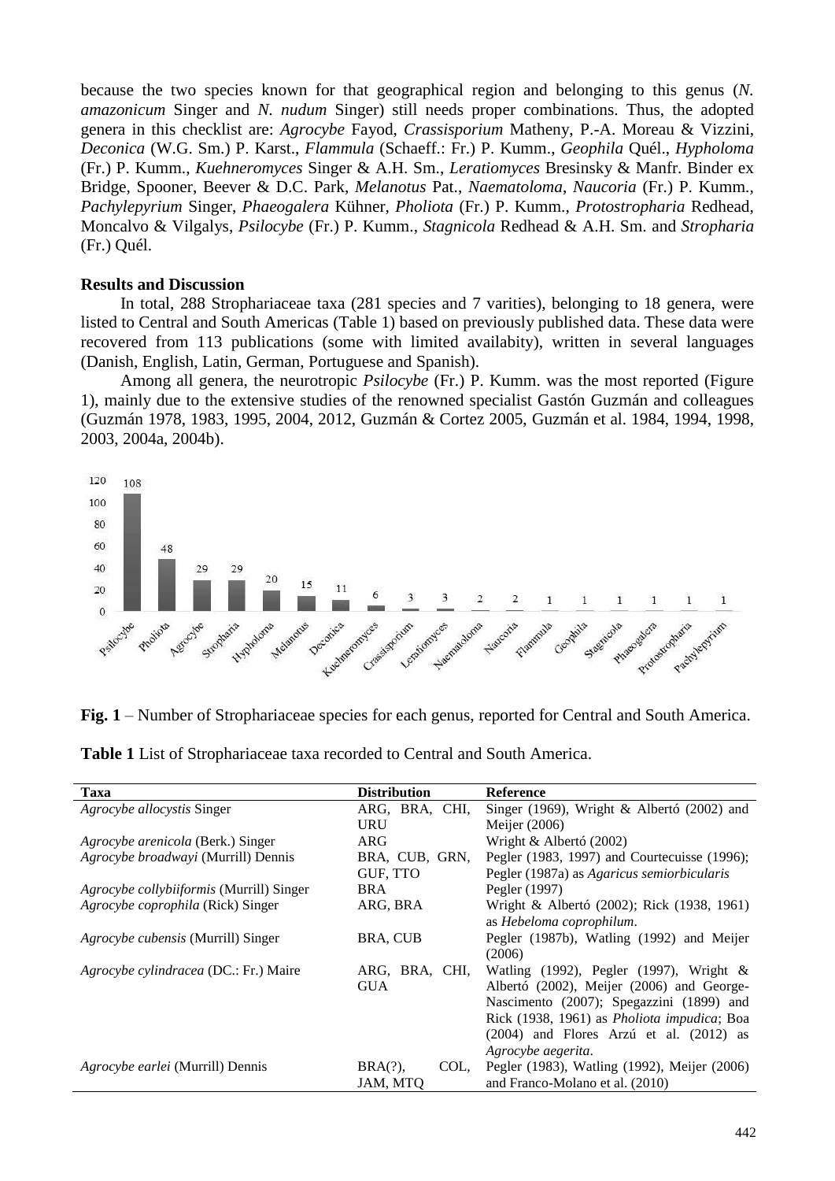because the two species known for that geographical region and belonging to this genus (*N. amazonicum* Singer and *N. nudum* Singer) still needs proper combinations. Thus, the adopted genera in this checklist are: *Agrocybe* Fayod, *Crassisporium* Matheny, P.-A. Moreau & Vizzini, *Deconica* (W.G. Sm.) P. Karst., *Flammula* (Schaeff.: Fr.) P. Kumm., *Geophila* Quél., *Hypholoma* (Fr.) P. Kumm., *Kuehneromyces* Singer & A.H. Sm., *Leratiomyces* Bresinsky & Manfr. Binder ex Bridge, Spooner, Beever & D.C. Park, *Melanotus* Pat., *Naematoloma*, *Naucoria* (Fr.) P. Kumm., *Pachylepyrium* Singer, *Phaeogalera* Kühner, *Pholiota* (Fr.) P. Kumm., *Protostropharia* Redhead, Moncalvo & Vilgalys, *Psilocybe* (Fr.) P. Kumm., *Stagnicola* Redhead & A.H. Sm. and *Stropharia* (Fr.) Quél.

**Results and Discussion**

In total, 288 Strophariaceae taxa (281 species and 7 varities), belonging to 18 genera, were listed to Central and South Americas (Table 1) based on previously published data. These data were recovered from 113 publications (some with limited availabity), written in several languages (Danish, English, Latin, German, Portuguese and Spanish).

Among all genera, the neurotropic *Psilocybe* (Fr.) P. Kumm. was the most reported (Figure 1), mainly due to the extensive studies of the renowned specialist Gastón Guzmán and colleagues (Guzmán 1978, 1983, 1995, 2004, 2012, Guzmán & Cortez 2005, Guzmán et al. 1984, 1994, 1998, 2003, 2004a, 2004b).

**Fig. 1** – Number of Strophariaceae species for each genus, reported for Central and South America.

**Table 1** List of Strophariaceae taxa recorded to Central and South America.

| Taxa | Distribution | Reference |
|---|---|---|
| *Agrocybe allocystis* Singer | ARG, BRA, CHI, URU | Singer (1969), Wright & Albertó (2002) and Meijer (2006) |
| *Agrocybe arenicola* (Berk.) Singer | ARG | Wright & Albertó (2002) |
| *Agrocybe broadwayi* (Murrill) Dennis | BRA, CUB, GRN, GUF, TTO | Pegler (1983, 1997) and Courtecuisse (1996); Pegler (1987a) as *Agaricus semiorbicularis* |
| *Agrocybe collybiiformis* (Murrill) Singer | BRA | Pegler (1997) |
| *Agrocybe coprophila* (Rick) Singer | ARG, BRA | Wright & Albertó (2002); Rick (1938, 1961) as *Hebeloma coprophilum*. |
| *Agrocybe cubensis* (Murrill) Singer | BRA, CUB | Pegler (1987b), Watling (1992) and Meijer (2006) |
| *Agrocybe cylindracea* (DC.: Fr.) Maire | ARG, BRA, CHI, GUA | Watling (1992), Pegler (1997), Wright & Albertó (2002), Meijer (2006) and George-Nascimento (2007); Spegazzini (1899) and Rick (1938, 1961) as *Pholiota impudica*; Boa (2004) and Flores Arzú et al. (2012) as *Agrocybe aegerita*. |
| *Agrocybe earlei* (Murrill) Dennis | BRA(?), COL, JAM, MTQ | Pegler (1983), Watling (1992), Meijer (2006) and Franco-Molano et al. (2010) |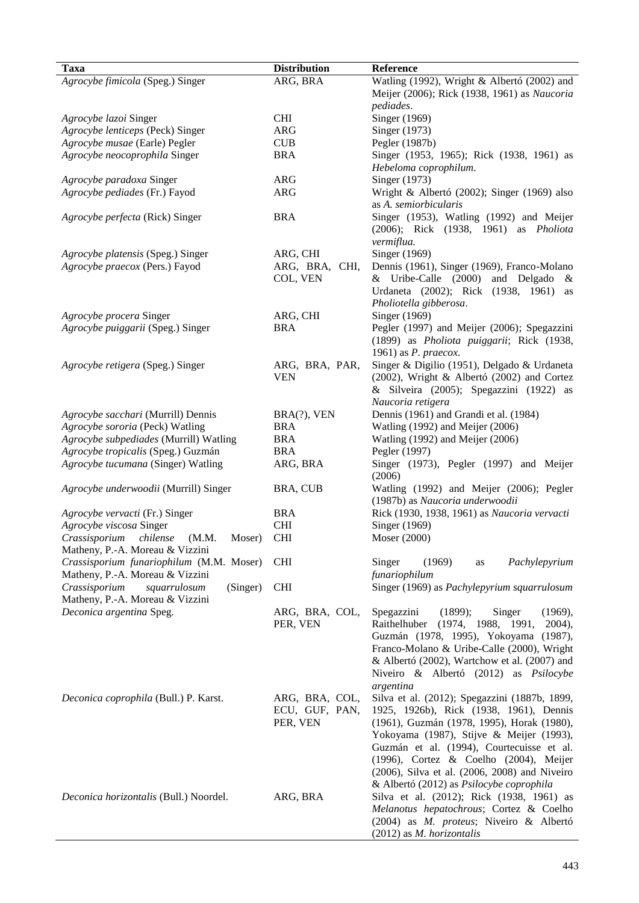| Taxa | Distribution | Reference |
|---|---|---|
| *Agrocybe fimicola* (Speg.) Singer | ARG, BRA | Watling (1992), Wright & Albertó (2002) and Meijer (2006); Rick (1938, 1961) as *Naucoria pediades*. |
| *Agrocybe lazoi* Singer | CHI | Singer (1969) |
| *Agrocybe lenticeps* (Peck) Singer | ARG | Singer (1973) |
| *Agrocybe musae* (Earle) Pegler | CUB | Pegler (1987b) |
| *Agrocybe neocoprophila* Singer | BRA | Singer (1953, 1965); Rick (1938, 1961) as *Hebeloma coprophilum*. |
| *Agrocybe paradoxa* Singer | ARG | Singer (1973) |
| *Agrocybe pediades* (Fr.) Fayod | ARG | Wright & Albertó (2002); Singer (1969) also as *A. semiorbicularis* |
| *Agrocybe perfecta* (Rick) Singer | BRA | Singer (1953), Watling (1992) and Meijer (2006); Rick (1938, 1961) as *Pholiota vermiflua.* |
| *Agrocybe platensis* (Speg.) Singer | ARG, CHI | Singer (1969) |
| *Agrocybe praecox* (Pers.) Fayod | ARG, BRA, CHI, COL, VEN | Dennis (1961), Singer (1969), Franco-Molano & Uribe-Calle (2000) and Delgado & Urdaneta (2002); Rick (1938, 1961) as *Pholiotella gibberosa*. |
| *Agrocybe procera* Singer | ARG, CHI | Singer (1969) |
| *Agrocybe puiggarii* (Speg.) Singer | BRA | Pegler (1997) and Meijer (2006); Spegazzini (1899) as *Pholiota puiggarii*; Rick (1938, 1961) as *P. praecox*. |
| *Agrocybe retigera* (Speg.) Singer | ARG, BRA, PAR, VEN | Singer & Digilio (1951), Delgado & Urdaneta (2002), Wright & Albertó (2002) and Cortez & Silveira (2005); Spegazzini (1922) as *Naucoria retigera* |
| *Agrocybe sacchari* (Murrill) Dennis | BRA(?), VEN | Dennis (1961) and Grandi et al. (1984) |
| *Agrocybe sororia* (Peck) Watling | BRA | Watling (1992) and Meijer (2006) |
| *Agrocybe subpediades* (Murrill) Watling | BRA | Watling (1992) and Meijer (2006) |
| *Agrocybe tropicalis* (Speg.) Guzmán | BRA | Pegler (1997) |
| *Agrocybe tucumana* (Singer) Watling | ARG, BRA | Singer (1973), Pegler (1997) and Meijer (2006) |
| *Agrocybe underwoodii* (Murrill) Singer | BRA, CUB | Watling (1992) and Meijer (2006); Pegler (1987b) as *Naucoria underwoodii* |
| *Agrocybe vervacti* (Fr.) Singer | BRA | Rick (1930, 1938, 1961) as *Naucoria vervacti* |
| *Agrocybe viscosa* Singer | CHI | Singer (1969) |
| *Crassisporium chilense* (M.M. Moser) Matheny, P.-A. Moreau & Vizzini | CHI | Moser (2000) |
| *Crassisporium funariophilum* (M.M. Moser) Matheny, P.-A. Moreau & Vizzini | CHI | Singer (1969) as *Pachylepyrium funariophilum* |
| *Crassisporium squarrulosum* (Singer) Matheny, P.-A. Moreau & Vizzini | CHI | Singer (1969) as *Pachylepyrium squarrulosum* |
| *Deconica argentina* Speg. | ARG, BRA, COL, PER, VEN | Spegazzini (1899); Singer (1969), Raithelhuber (1974, 1988, 1991, 2004), Guzmán (1978, 1995), Yokoyama (1987), Franco-Molano & Uribe-Calle (2000), Wright & Albertó (2002), Wartchow et al. (2007) and Niveiro & Albertó (2012) as *Psilocybe argentina* |
| *Deconica coprophila* (Bull.) P. Karst. | ARG, BRA, COL, ECU, GUF, PAN, PER, VEN | Silva et al. (2012); Spegazzini (1887b, 1899, 1925, 1926b), Rick (1938, 1961), Dennis (1961), Guzmán (1978, 1995), Horak (1980), Yokoyama (1987), Stijve & Meijer (1993), Guzmán et al. (1994), Courtecuisse et al. (1996), Cortez & Coelho (2004), Meijer (2006), Silva et al. (2006, 2008) and Niveiro & Albertó (2012) as *Psilocybe coprophila* |
| *Deconica horizontalis* (Bull.) Noordel. | ARG, BRA | Silva et al. (2012); Rick (1938, 1961) as *Melanotus hepatochrous*; Cortez & Coelho (2004) as *M. proteus*; Niveiro & Albertó (2012) as *M. horizontalis* |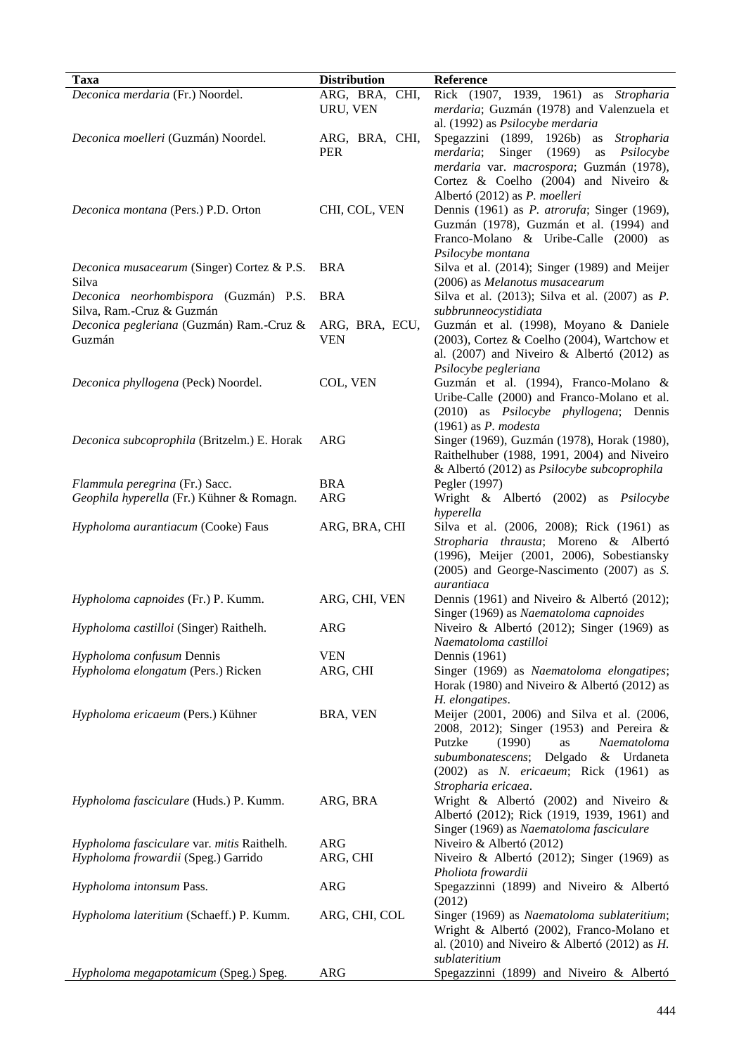| Taxa | Distribution | Reference |
|---|---|---|
| *Deconica merdaria* (Fr.) Noordel. | ARG, BRA, CHI, URU, VEN | Rick (1907, 1939, 1961) as *Stropharia merdaria*; Guzmán (1978) and Valenzuela et al. (1992) as *Psilocybe merdaria* |
| *Deconica moelleri* (Guzmán) Noordel. | ARG, BRA, CHI, PER | Spegazzini (1899, 1926b) as *Stropharia merdaria*; Singer (1969) as *Psilocybe merdaria* var. *macrospora*; Guzmán (1978), Cortez & Coelho (2004) and Niveiro & Albertó (2012) as *P. moelleri* |
| *Deconica montana* (Pers.) P.D. Orton | CHI, COL, VEN | Dennis (1961) as *P. atrorufa*; Singer (1969), Guzmán (1978), Guzmán et al. (1994) and Franco-Molano & Uribe-Calle (2000) as *Psilocybe montana* |
| *Deconica musacearum* (Singer) Cortez & P.S. Silva | BRA | Silva et al. (2014); Singer (1989) and Meijer (2006) as *Melanotus musacearum* |
| *Deconica neorhombispora* (Guzmán) P.S. Silva, Ram.-Cruz & Guzmán | BRA | Silva et al. (2013); Silva et al. (2007) as *P. subbrunneocystidiata* |
| *Deconica pegleriana* (Guzmán) Ram.-Cruz & Guzmán | ARG, BRA, ECU, VEN | Guzmán et al. (1998), Moyano & Daniele (2003), Cortez & Coelho (2004), Wartchow et al. (2007) and Niveiro & Albertó (2012) as *Psilocybe pegleriana* |
| *Deconica phyllogena* (Peck) Noordel. | COL, VEN | Guzmán et al. (1994), Franco-Molano & Uribe-Calle (2000) and Franco-Molano et al. (2010) as *Psilocybe phyllogena*; Dennis (1961) as *P. modesta* |
| *Deconica subcoprophila* (Britzelm.) E. Horak | ARG | Singer (1969), Guzmán (1978), Horak (1980), Raithelhuber (1988, 1991, 2004) and Niveiro & Albertó (2012) as *Psilocybe subcoprophila* |
| *Flammula peregrina* (Fr.) Sacc. | BRA | Pegler (1997) |
| *Geophila hyperella* (Fr.) Kühner & Romagn. | ARG | Wright & Albertó (2002) as *Psilocybe hyperella* |
| *Hypholoma aurantiacum* (Cooke) Faus | ARG, BRA, CHI | Silva et al. (2006, 2008); Rick (1961) as *Stropharia thrausta*; Moreno & Albertó (1996), Meijer (2001, 2006), Sobestiansky (2005) and George-Nascimento (2007) as *S. aurantiaca* |
| *Hypholoma capnoides* (Fr.) P. Kumm. | ARG, CHI, VEN | Dennis (1961) and Niveiro & Albertó (2012); Singer (1969) as *Naematoloma capnoides* |
| *Hypholoma castilloi* (Singer) Raithelh. | ARG | Niveiro & Albertó (2012); Singer (1969) as *Naematoloma castilloi* |
| *Hypholoma confusum* Dennis | VEN | Dennis (1961) |
| *Hypholoma elongatum* (Pers.) Ricken | ARG, CHI | Singer (1969) as *Naematoloma elongatipes*; Horak (1980) and Niveiro & Albertó (2012) as *H. elongatipes*. |
| *Hypholoma ericaeum* (Pers.) Kühner | BRA, VEN | Meijer (2001, 2006) and Silva et al. (2006, 2008, 2012); Singer (1953) and Pereira & Putzke (1990) as *Naematoloma subumbonatescens*; Delgado & Urdaneta (2002) as *N. ericaeum*; Rick (1961) as *Stropharia ericaea*. |
| *Hypholoma fasciculare* (Huds.) P. Kumm. | ARG, BRA | Wright & Albertó (2002) and Niveiro & Albertó (2012); Rick (1919, 1939, 1961) and Singer (1969) as *Naematoloma fasciculare* |
| *Hypholoma fasciculare* var. *mitis* Raithelh. | ARG | Niveiro & Albertó (2012) |
| *Hypholoma frowardii* (Speg.) Garrido | ARG, CHI | Niveiro & Albertó (2012); Singer (1969) as *Pholiota frowardii* |
| *Hypholoma intonsum* Pass. | ARG | Spegazzinni (1899) and Niveiro & Albertó (2012) |
| *Hypholoma lateritium* (Schaeff.) P. Kumm. | ARG, CHI, COL | Singer (1969) as *Naematoloma sublateritium*; Wright & Albertó (2002), Franco-Molano et al. (2010) and Niveiro & Albertó (2012) as *H. sublateritium* |
| *Hypholoma megapotamicum* (Speg.) Speg. | ARG | Spegazzinni (1899) and Niveiro & Albertó |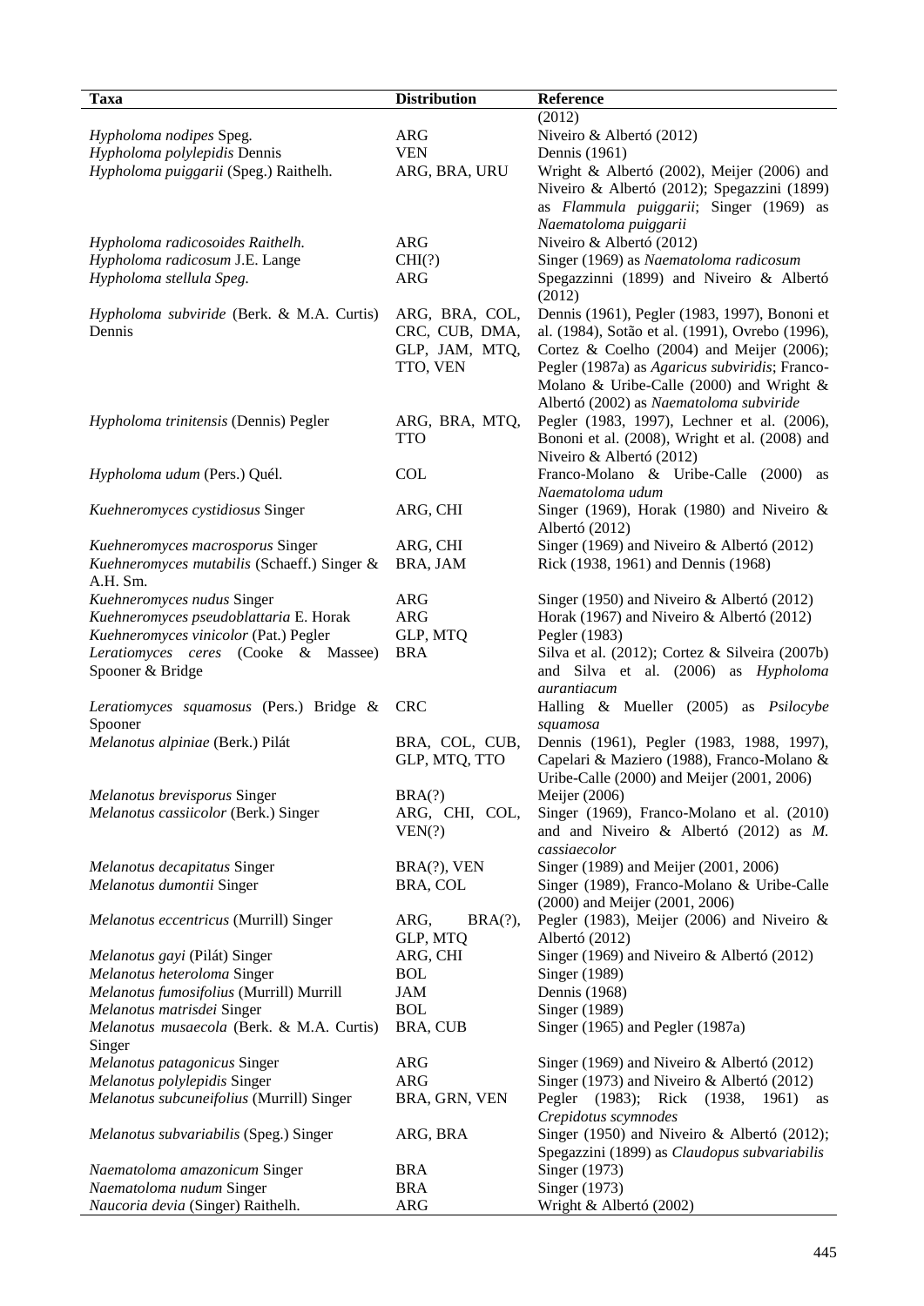| Taxa | Distribution | Reference |
|---|---|---|
| | | (2012) |
| *Hypholoma nodipes* Speg. | ARG | Niveiro & Albertó (2012) |
| *Hypholoma polylepidis* Dennis | VEN | Dennis (1961) |
| *Hypholoma puiggarii* (Speg.) Raithelh. | ARG, BRA, URU | Wright & Albertó (2002), Meijer (2006) and Niveiro & Albertó (2012); Spegazzini (1899) as *Flammula puiggarii*; Singer (1969) as *Naematoloma puiggarii* |
| *Hypholoma radicosoides* Raithelh. | ARG | Niveiro & Albertó (2012) |
| *Hypholoma radicosum* J.E. Lange | CHI(?) | Singer (1969) as *Naematoloma radicosum* |
| *Hypholoma stellula Speg.* | ARG | Spegazzinni (1899) and Niveiro & Albertó (2012) |
| *Hypholoma subviride* (Berk. & M.A. Curtis) Dennis | ARG, BRA, COL, CRC, CUB, DMA, GLP, JAM, MTQ, TTO, VEN | Dennis (1961), Pegler (1983, 1997), Bononi et al. (1984), Sotão et al. (1991), Ovrebo (1996), Cortez & Coelho (2004) and Meijer (2006); Pegler (1987a) as *Agaricus subviridis*; Franco-Molano & Uribe-Calle (2000) and Wright & Albertó (2002) as *Naematoloma subviride* |
| *Hypholoma trinitensis* (Dennis) Pegler | ARG, BRA, MTQ, TTO | Pegler (1983, 1997), Lechner et al. (2006), Bononi et al. (2008), Wright et al. (2008) and Niveiro & Albertó (2012) |
| *Hypholoma udum* (Pers.) Quél. | COL | Franco-Molano & Uribe-Calle (2000) as *Naematoloma udum* |
| *Kuehneromyces cystidiosus* Singer | ARG, CHI | Singer (1969), Horak (1980) and Niveiro & Albertó (2012) |
| *Kuehneromyces macrosporus* Singer | ARG, CHI | Singer (1969) and Niveiro & Albertó (2012) |
| *Kuehneromyces mutabilis* (Schaeff.) Singer & A.H. Sm. | BRA, JAM | Rick (1938, 1961) and Dennis (1968) |
| *Kuehneromyces nudus* Singer | ARG | Singer (1950) and Niveiro & Albertó (2012) |
| *Kuehneromyces pseudoblattaria* E. Horak | ARG | Horak (1967) and Niveiro & Albertó (2012) |
| *Kuehneromyces vinicolor* (Pat.) Pegler | GLP, MTQ | Pegler (1983) |
| *Leratiomyces ceres* (Cooke & Massee) Spooner & Bridge | BRA | Silva et al. (2012); Cortez & Silveira (2007b) and Silva et al. (2006) as *Hypholoma aurantiacum* |
| *Leratiomyces squamosus* (Pers.) Bridge & Spooner | CRC | Halling & Mueller (2005) as *Psilocybe squamosa* |
| *Melanotus alpiniae* (Berk.) Pilát | BRA, COL, CUB, GLP, MTQ, TTO | Dennis (1961), Pegler (1983, 1988, 1997), Capelari & Maziero (1988), Franco-Molano & Uribe-Calle (2000) and Meijer (2001, 2006) |
| *Melanotus brevisporus* Singer | BRA(?) | Meijer (2006) |
| *Melanotus cassiicolor* (Berk.) Singer | ARG, CHI, COL, VEN(?) | Singer (1969), Franco-Molano et al. (2010) and and Niveiro & Albertó (2012) as *M. cassiaecolor* |
| *Melanotus decapitatus* Singer | BRA(?), VEN | Singer (1989) and Meijer (2001, 2006) |
| *Melanotus dumontii* Singer | BRA, COL | Singer (1989), Franco-Molano & Uribe-Calle (2000) and Meijer (2001, 2006) |
| *Melanotus eccentricus* (Murrill) Singer | ARG, BRA(?), GLP, MTQ | Pegler (1983), Meijer (2006) and Niveiro & Albertó (2012) |
| *Melanotus gayi* (Pilát) Singer | ARG, CHI | Singer (1969) and Niveiro & Albertó (2012) |
| *Melanotus heteroloma* Singer | BOL | Singer (1989) |
| *Melanotus fumosifolius* (Murrill) Murrill | JAM | Dennis (1968) |
| *Melanotus matrisdei* Singer | BOL | Singer (1989) |
| *Melanotus musaecola* (Berk. & M.A. Curtis) Singer | BRA, CUB | Singer (1965) and Pegler (1987a) |
| *Melanotus patagonicus* Singer | ARG | Singer (1969) and Niveiro & Albertó (2012) |
| *Melanotus polylepidis* Singer | ARG | Singer (1973) and Niveiro & Albertó (2012) |
| *Melanotus subcuneifolius* (Murrill) Singer | BRA, GRN, VEN | Pegler (1983); Rick (1938, 1961) as *Crepidotus scymnodes* |
| *Melanotus subvariabilis* (Speg.) Singer | ARG, BRA | Singer (1950) and Niveiro & Albertó (2012); Spegazzini (1899) as *Claudopus subvariabilis* |
| *Naematoloma amazonicum* Singer | BRA | Singer (1973) |
| *Naematoloma nudum* Singer | BRA | Singer (1973) |
| *Naucoria devia* (Singer) Raithelh. | ARG | Wright & Albertó (2002) |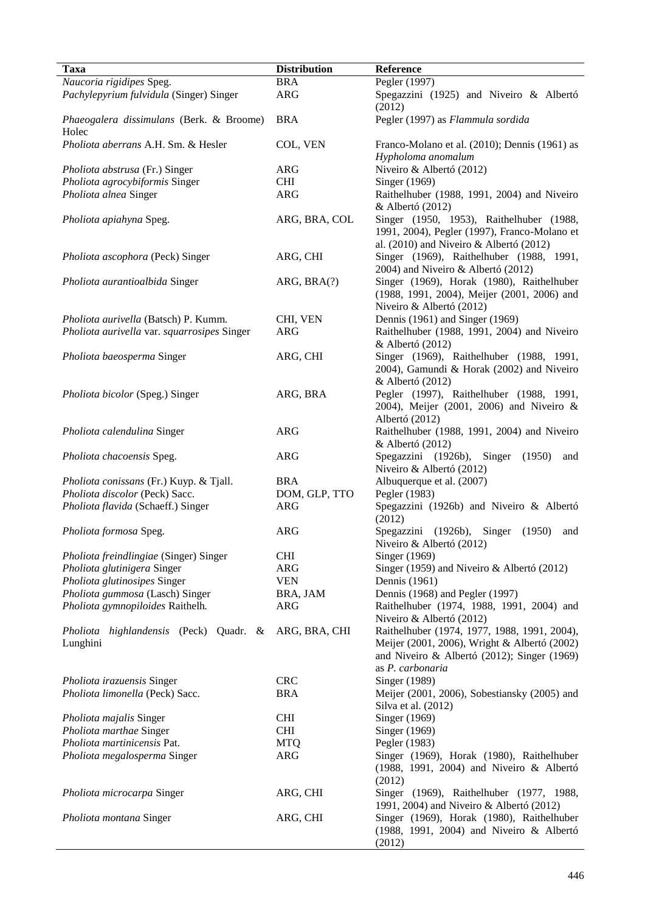| Taxa | Distribution | Reference |
|---|---|---|
| *Naucoria rigidipes* Speg. | BRA | Pegler (1997) |
| *Pachylepyrium fulvidula* (Singer) Singer | ARG | Spegazzini (1925) and Niveiro & Albertó (2012) |
| *Phaeogalera dissimulans* (Berk. & Broome) Holec | BRA | Pegler (1997) as *Flammula sordida* |
| *Pholiota aberrans* A.H. Sm. & Hesler | COL, VEN | Franco-Molano et al. (2010); Dennis (1961) as *Hypholoma anomalum* |
| *Pholiota abstrusa* (Fr.) Singer | ARG | Niveiro & Albertó (2012) |
| *Pholiota agrocybiformis* Singer | CHI | Singer (1969) |
| *Pholiota alnea* Singer | ARG | Raithelhuber (1988, 1991, 2004) and Niveiro & Albertó (2012) |
| *Pholiota apiahyna* Speg. | ARG, BRA, COL | Singer (1950, 1953), Raithelhuber (1988, 1991, 2004), Pegler (1997), Franco-Molano et al. (2010) and Niveiro & Albertó (2012) |
| *Pholiota ascophora* (Peck) Singer | ARG, CHI | Singer (1969), Raithelhuber (1988, 1991, 2004) and Niveiro & Albertó (2012) |
| *Pholiota aurantioalbida* Singer | ARG, BRA(?) | Singer (1969), Horak (1980), Raithelhuber (1988, 1991, 2004), Meijer (2001, 2006) and Niveiro & Albertó (2012) |
| *Pholiota aurivella* (Batsch) P. Kumm. | CHI, VEN | Dennis (1961) and Singer (1969) |
| *Pholiota aurivella* var. *squarrosipes* Singer | ARG | Raithelhuber (1988, 1991, 2004) and Niveiro & Albertó (2012) |
| *Pholiota baeosperma* Singer | ARG, CHI | Singer (1969), Raithelhuber (1988, 1991, 2004), Gamundi & Horak (2002) and Niveiro & Albertó (2012) |
| *Pholiota bicolor* (Speg.) Singer | ARG, BRA | Pegler (1997), Raithelhuber (1988, 1991, 2004), Meijer (2001, 2006) and Niveiro & Albertó (2012) |
| *Pholiota calendulina* Singer | ARG | Raithelhuber (1988, 1991, 2004) and Niveiro & Albertó (2012) |
| *Pholiota chacoensis* Speg. | ARG | Spegazzini (1926b), Singer (1950) and Niveiro & Albertó (2012) |
| *Pholiota conissans* (Fr.) Kuyp. & Tjall. | BRA | Albuquerque et al. (2007) |
| *Pholiota discolor* (Peck) Sacc. | DOM, GLP, TTO | Pegler (1983) |
| *Pholiota flavida* (Schaeff.) Singer | ARG | Spegazzini (1926b) and Niveiro & Albertó (2012) |
| *Pholiota formosa* Speg. | ARG | Spegazzini (1926b), Singer (1950) and Niveiro & Albertó (2012) |
| *Pholiota freindlingiae* (Singer) Singer | CHI | Singer (1969) |
| *Pholiota glutinigera* Singer | ARG | Singer (1959) and Niveiro & Albertó (2012) |
| *Pholiota glutinosipes* Singer | VEN | Dennis (1961) |
| *Pholiota gummosa* (Lasch) Singer | BRA, JAM | Dennis (1968) and Pegler (1997) |
| *Pholiota gymnopiloides* Raithelh. | ARG | Raithelhuber (1974, 1988, 1991, 2004) and Niveiro & Albertó (2012) |
| *Pholiota highlandensis* (Peck) Quadr. & Lunghini | ARG, BRA, CHI | Raithelhuber (1974, 1977, 1988, 1991, 2004), Meijer (2001, 2006), Wright & Albertó (2002) and Niveiro & Albertó (2012); Singer (1969) as *P. carbonaria* |
| *Pholiota irazuensis* Singer | CRC | Singer (1989) |
| *Pholiota limonella* (Peck) Sacc. | BRA | Meijer (2001, 2006), Sobestiansky (2005) and Silva et al. (2012) |
| *Pholiota majalis* Singer | CHI | Singer (1969) |
| *Pholiota marthae* Singer | CHI | Singer (1969) |
| *Pholiota martinicensis* Pat. | MTQ | Pegler (1983) |
| *Pholiota megalosperma* Singer | ARG | Singer (1969), Horak (1980), Raithelhuber (1988, 1991, 2004) and Niveiro & Albertó (2012) |
| *Pholiota microcarpa* Singer | ARG, CHI | Singer (1969), Raithelhuber (1977, 1988, 1991, 2004) and Niveiro & Albertó (2012) |
| *Pholiota montana* Singer | ARG, CHI | Singer (1969), Horak (1980), Raithelhuber (1988, 1991, 2004) and Niveiro & Albertó (2012) |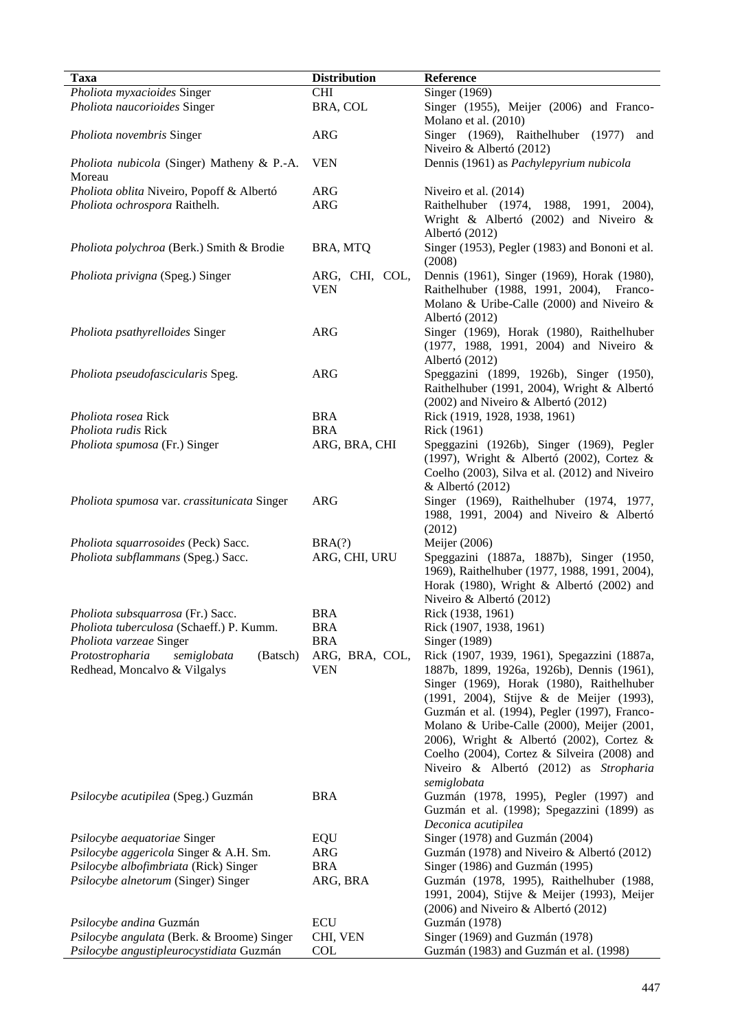| Taxa | Distribution | Reference |
|---|---|---|
| *Pholiota myxacioides* Singer | CHI | Singer (1969) |
| *Pholiota naucorioides* Singer | BRA, COL | Singer (1955), Meijer (2006) and Franco-Molano et al. (2010) |
| *Pholiota novembris* Singer | ARG | Singer (1969), Raithelhuber (1977) and Niveiro & Albertó (2012) |
| *Pholiota nubicola* (Singer) Matheny & P.-A. Moreau | VEN | Dennis (1961) as *Pachylepyrium nubicola* |
| *Pholiota oblita* Niveiro, Popoff & Albertó | ARG | Niveiro et al. (2014) |
| *Pholiota ochrospora* Raithelh. | ARG | Raithelhuber (1974, 1988, 1991, 2004), Wright & Albertó (2002) and Niveiro & Albertó (2012) |
| *Pholiota polychroa* (Berk.) Smith & Brodie | BRA, MTQ | Singer (1953), Pegler (1983) and Bononi et al. (2008) |
| *Pholiota privigna* (Speg.) Singer | ARG, CHI, COL, VEN | Dennis (1961), Singer (1969), Horak (1980), Raithelhuber (1988, 1991, 2004), Franco-Molano & Uribe-Calle (2000) and Niveiro & Albertó (2012) |
| *Pholiota psathyrelloides* Singer | ARG | Singer (1969), Horak (1980), Raithelhuber (1977, 1988, 1991, 2004) and Niveiro & Albertó (2012) |
| *Pholiota pseudofascicularis* Speg. | ARG | Speggazini (1899, 1926b), Singer (1950), Raithelhuber (1991, 2004), Wright & Albertó (2002) and Niveiro & Albertó (2012) |
| *Pholiota rosea* Rick | BRA | Rick (1919, 1928, 1938, 1961) |
| *Pholiota rudis* Rick | BRA | Rick (1961) |
| *Pholiota spumosa* (Fr.) Singer | ARG, BRA, CHI | Speggazini (1926b), Singer (1969), Pegler (1997), Wright & Albertó (2002), Cortez & Coelho (2003), Silva et al. (2012) and Niveiro & Albertó (2012) |
| *Pholiota spumosa* var. *crassitunicata* Singer | ARG | Singer (1969), Raithelhuber (1974, 1977, 1988, 1991, 2004) and Niveiro & Albertó (2012) |
| *Pholiota squarrosoides* (Peck) Sacc. | BRA(?) | Meijer (2006) |
| *Pholiota subflammans* (Speg.) Sacc. | ARG, CHI, URU | Speggazini (1887a, 1887b), Singer (1950, 1969), Raithelhuber (1977, 1988, 1991, 2004), Horak (1980), Wright & Albertó (2002) and Niveiro & Albertó (2012) |
| *Pholiota subsquarrosa* (Fr.) Sacc. | BRA | Rick (1938, 1961) |
| *Pholiota tuberculosa* (Schaeff.) P. Kumm. | BRA | Rick (1907, 1938, 1961) |
| *Pholiota varzeae* Singer | BRA | Singer (1989) |
| *Protostropharia semiglobata* (Batsch) Redhead, Moncalvo & Vilgalys | ARG, BRA, COL, VEN | Rick (1907, 1939, 1961), Spegazzini (1887a, 1887b, 1899, 1926a, 1926b), Dennis (1961), Singer (1969), Horak (1980), Raithelhuber (1991, 2004), Stijve & de Meijer (1993), Guzmán et al. (1994), Pegler (1997), Franco-Molano & Uribe-Calle (2000), Meijer (2001, 2006), Wright & Albertó (2002), Cortez & Coelho (2004), Cortez & Silveira (2008) and Niveiro & Albertó (2012) as *Stropharia semiglobata* |
| *Psilocybe acutipilea* (Speg.) Guzmán | BRA | Guzmán (1978, 1995), Pegler (1997) and Guzmán et al. (1998); Spegazzini (1899) as *Deconica acutipilea* |
| *Psilocybe aequatoriae* Singer | EQU | Singer (1978) and Guzmán (2004) |
| *Psilocybe aggericola* Singer & A.H. Sm. | ARG | Guzmán (1978) and Niveiro & Albertó (2012) |
| *Psilocybe albofimbriata* (Rick) Singer | BRA | Singer (1986) and Guzmán (1995) |
| *Psilocybe alnetorum* (Singer) Singer | ARG, BRA | Guzmán (1978, 1995), Raithelhuber (1988, 1991, 2004), Stijve & Meijer (1993), Meijer (2006) and Niveiro & Albertó (2012) |
| *Psilocybe andina* Guzmán | ECU | Guzmán (1978) |
| *Psilocybe angulata* (Berk. & Broome) Singer | CHI, VEN | Singer (1969) and Guzmán (1978) |
| *Psilocybe angustipleurocystidiata* Guzmán | COL | Guzmán (1983) and Guzmán et al. (1998) |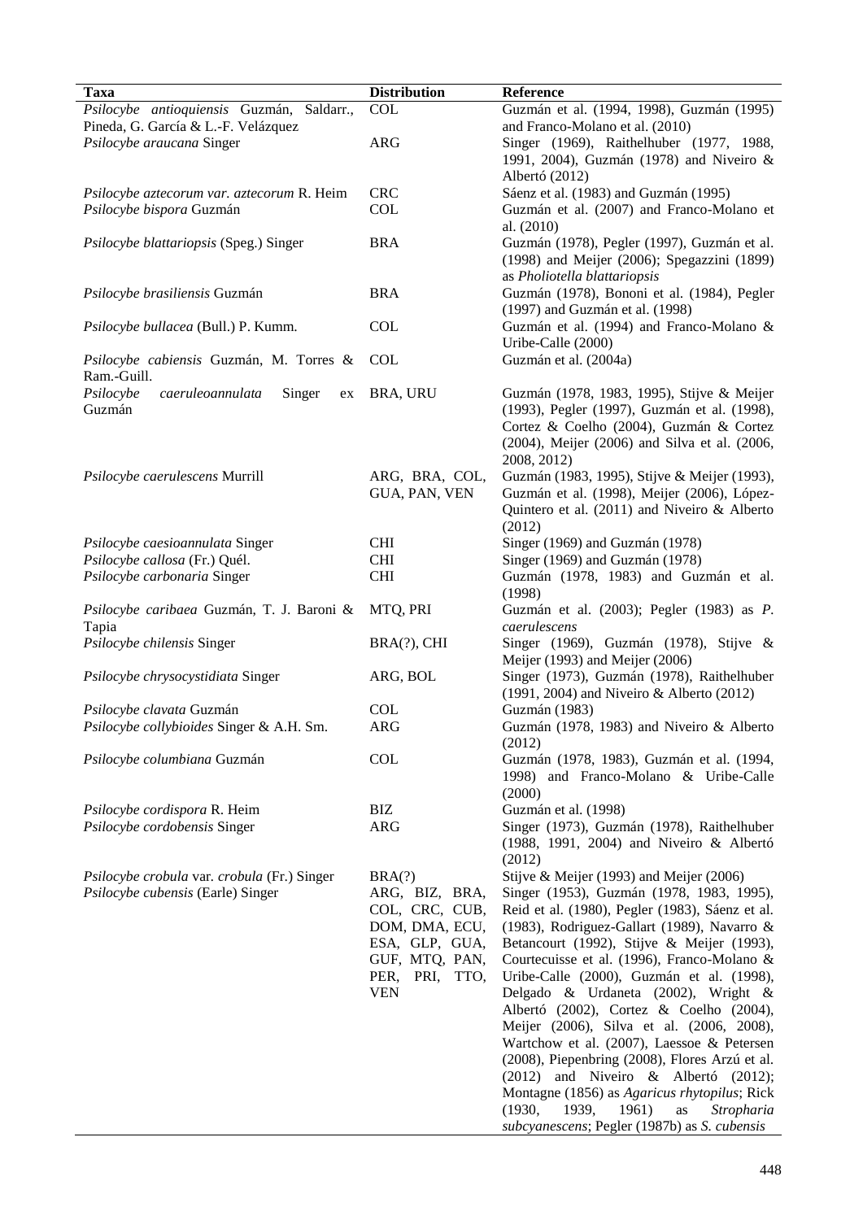| Taxa | Distribution | Reference |
|---|---|---|
| *Psilocybe antioquiensis* Guzmán, Saldarr., Pineda, G. García & L.-F. Velázquez | COL | Guzmán et al. (1994, 1998), Guzmán (1995) and Franco-Molano et al. (2010) |
| *Psilocybe araucana* Singer | ARG | Singer (1969), Raithelhuber (1977, 1988, 1991, 2004), Guzmán (1978) and Niveiro & Albertó (2012) |
| *Psilocybe aztecorum var. aztecorum* R. Heim | CRC | Sáenz et al. (1983) and Guzmán (1995) |
| *Psilocybe bispora* Guzmán | COL | Guzmán et al. (2007) and Franco-Molano et al. (2010) |
| *Psilocybe blattariopsis* (Speg.) Singer | BRA | Guzmán (1978), Pegler (1997), Guzmán et al. (1998) and Meijer (2006); Spegazzini (1899) as *Pholiotella blattariopsis* |
| *Psilocybe brasiliensis* Guzmán | BRA | Guzmán (1978), Bononi et al. (1984), Pegler (1997) and Guzmán et al. (1998) |
| *Psilocybe bullacea* (Bull.) P. Kumm. | COL | Guzmán et al. (1994) and Franco-Molano & Uribe-Calle (2000) |
| *Psilocybe cabiensis* Guzmán, M. Torres & Ram.-Guill. | COL | Guzmán et al. (2004a) |
| *Psilocybe caeruleoannulata* Singer ex Guzmán | BRA, URU | Guzmán (1978, 1983, 1995), Stijve & Meijer (1993), Pegler (1997), Guzmán et al. (1998), Cortez & Coelho (2004), Guzmán & Cortez (2004), Meijer (2006) and Silva et al. (2006, 2008, 2012) |
| *Psilocybe caerulescens* Murrill | ARG, BRA, COL, GUA, PAN, VEN | Guzmán (1983, 1995), Stijve & Meijer (1993), Guzmán et al. (1998), Meijer (2006), López-Quintero et al. (2011) and Niveiro & Alberto (2012) |
| *Psilocybe caesioannulata* Singer | CHI | Singer (1969) and Guzmán (1978) |
| *Psilocybe callosa* (Fr.) Quél. | CHI | Singer (1969) and Guzmán (1978) |
| *Psilocybe carbonaria* Singer | CHI | Guzmán (1978, 1983) and Guzmán et al. (1998) |
| *Psilocybe caribaea* Guzmán, T. J. Baroni & Tapia | MTQ, PRI | Guzmán et al. (2003); Pegler (1983) as *P. caerulescens* |
| *Psilocybe chilensis* Singer | BRA(?), CHI | Singer (1969), Guzmán (1978), Stijve & Meijer (1993) and Meijer (2006) |
| *Psilocybe chrysocystidiata* Singer | ARG, BOL | Singer (1973), Guzmán (1978), Raithelhuber (1991, 2004) and Niveiro & Alberto (2012) |
| *Psilocybe clavata* Guzmán | COL | Guzmán (1983) |
| *Psilocybe collybioides* Singer & A.H. Sm. | ARG | Guzmán (1978, 1983) and Niveiro & Alberto (2012) |
| *Psilocybe columbiana* Guzmán | COL | Guzmán (1978, 1983), Guzmán et al. (1994, 1998) and Franco-Molano & Uribe-Calle (2000) |
| *Psilocybe cordispora* R. Heim | BIZ | Guzmán et al. (1998) |
| *Psilocybe cordobensis* Singer | ARG | Singer (1973), Guzmán (1978), Raithelhuber (1988, 1991, 2004) and Niveiro & Albertó (2012) |
| *Psilocybe crobula* var. *crobula* (Fr.) Singer | BRA(?) | Stijve & Meijer (1993) and Meijer (2006) |
| *Psilocybe cubensis* (Earle) Singer | ARG, BIZ, BRA, COL, CRC, CUB, DOM, DMA, ECU, ESA, GLP, GUA, GUF, MTQ, PAN, PER, PRI, TTO, VEN | Singer (1953), Guzmán (1978, 1983, 1995), Reid et al. (1980), Pegler (1983), Sáenz et al. (1983), Rodriguez-Gallart (1989), Navarro & Betancourt (1992), Stijve & Meijer (1993), Courtecuisse et al. (1996), Franco-Molano & Uribe-Calle (2000), Guzmán et al. (1998), Delgado & Urdaneta (2002), Wright & Albertó (2002), Cortez & Coelho (2004), Meijer (2006), Silva et al. (2006, 2008), Wartchow et al. (2007), Laessoe & Petersen (2008), Piepenbring (2008), Flores Arzú et al. (2012) and Niveiro & Albertó (2012); Montagne (1856) as *Agaricus rhytopilus*; Rick (1930, 1939, 1961) as *Stropharia subcyanescens*; Pegler (1987b) as *S. cubensis* |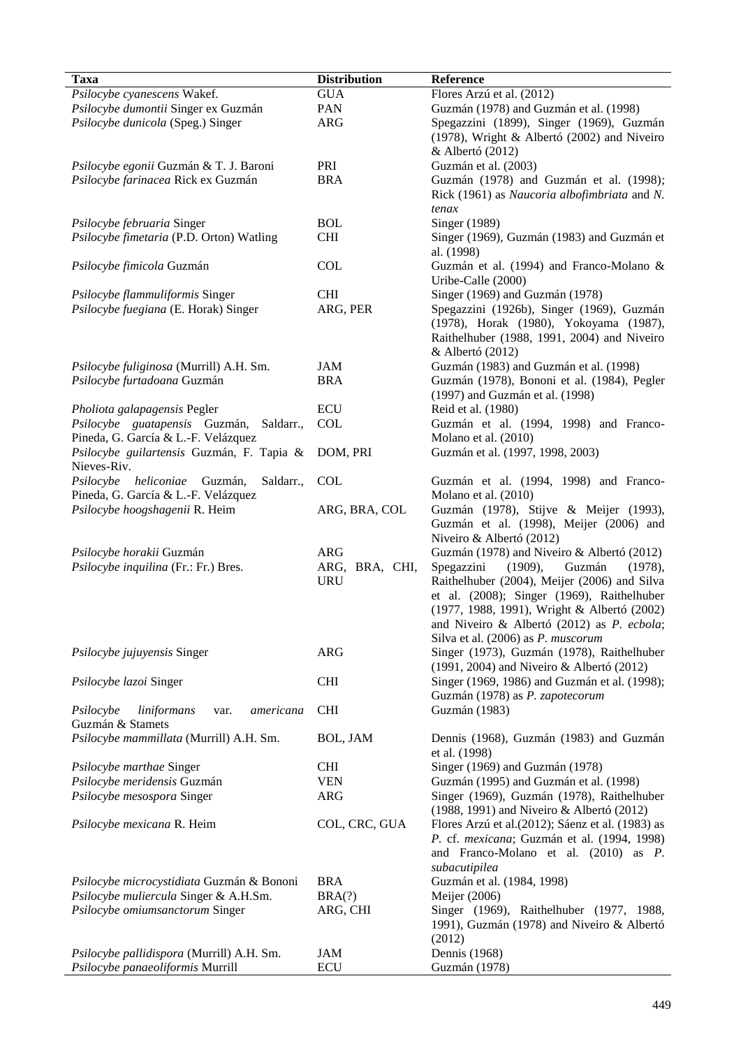| Taxa | Distribution | Reference |
|---|---|---|
| *Psilocybe cyanescens* Wakef. | GUA | Flores Arzú et al. (2012) |
| *Psilocybe dumontii* Singer ex Guzmán | PAN | Guzmán (1978) and Guzmán et al. (1998) |
| *Psilocybe dunicola* (Speg.) Singer | ARG | Spegazzini (1899), Singer (1969), Guzmán (1978), Wright & Albertó (2002) and Niveiro & Albertó (2012) |
| *Psilocybe egonii* Guzmán & T. J. Baroni | PRI | Guzmán et al. (2003) |
| *Psilocybe farinacea* Rick ex Guzmán | BRA | Guzmán (1978) and Guzmán et al. (1998); Rick (1961) as *Naucoria albofimbriata* and *N. tenax* |
| *Psilocybe februaria* Singer | BOL | Singer (1989) |
| *Psilocybe fimetaria* (P.D. Orton) Watling | CHI | Singer (1969), Guzmán (1983) and Guzmán et al. (1998) |
| *Psilocybe fimicola* Guzmán | COL | Guzmán et al. (1994) and Franco-Molano & Uribe-Calle (2000) |
| *Psilocybe flammuliformis* Singer | CHI | Singer (1969) and Guzmán (1978) |
| *Psilocybe fuegiana* (E. Horak) Singer | ARG, PER | Spegazzini (1926b), Singer (1969), Guzmán (1978), Horak (1980), Yokoyama (1987), Raithelhuber (1988, 1991, 2004) and Niveiro & Albertó (2012) |
| *Psilocybe fuliginosa* (Murrill) A.H. Sm. | JAM | Guzmán (1983) and Guzmán et al. (1998) |
| *Psilocybe furtadoana* Guzmán | BRA | Guzmán (1978), Bononi et al. (1984), Pegler (1997) and Guzmán et al. (1998) |
| *Pholiota galapagensis* Pegler | ECU | Reid et al. (1980) |
| *Psilocybe guatapensis* Guzmán, Saldarr., Pineda, G. García & L.-F. Velázquez | COL | Guzmán et al. (1994, 1998) and Franco-Molano et al. (2010) |
| *Psilocybe guilartensis* Guzmán, F. Tapia & Nieves-Riv. | DOM, PRI | Guzmán et al. (1997, 1998, 2003) |
| *Psilocybe heliconiae* Guzmán, Saldarr., Pineda, G. García & L.-F. Velázquez | COL | Guzmán et al. (1994, 1998) and Franco-Molano et al. (2010) |
| *Psilocybe hoogshagenii* R. Heim | ARG, BRA, COL | Guzmán (1978), Stijve & Meijer (1993), Guzmán et al. (1998), Meijer (2006) and Niveiro & Albertó (2012) |
| *Psilocybe horakii* Guzmán | ARG | Guzmán (1978) and Niveiro & Albertó (2012) |
| *Psilocybe inquilina* (Fr.: Fr.) Bres. | ARG, BRA, CHI, URU | Spegazzini (1909), Guzmán (1978), Raithelhuber (2004), Meijer (2006) and Silva et al. (2008); Singer (1969), Raithelhuber (1977, 1988, 1991), Wright & Albertó (2002) and Niveiro & Albertó (2012) as *P. ecbola*; Silva et al. (2006) as *P. muscorum* |
| *Psilocybe jujuyensis* Singer | ARG | Singer (1973), Guzmán (1978), Raithelhuber (1991, 2004) and Niveiro & Albertó (2012) |
| *Psilocybe lazoi* Singer | CHI | Singer (1969, 1986) and Guzmán et al. (1998); Guzmán (1978) as *P. zapotecorum* |
| *Psilocybe liniformans* var. *americana* Guzmán & Stamets | CHI | Guzmán (1983) |
| *Psilocybe mammillata* (Murrill) A.H. Sm. | BOL, JAM | Dennis (1968), Guzmán (1983) and Guzmán et al. (1998) |
| *Psilocybe marthae* Singer | CHI | Singer (1969) and Guzmán (1978) |
| *Psilocybe meridensis* Guzmán | VEN | Guzmán (1995) and Guzmán et al. (1998) |
| *Psilocybe mesospora* Singer | ARG | Singer (1969), Guzmán (1978), Raithelhuber (1988, 1991) and Niveiro & Albertó (2012) |
| *Psilocybe mexicana* R. Heim | COL, CRC, GUA | Flores Arzú et al.(2012); Sáenz et al. (1983) as *P.* cf. *mexicana*; Guzmán et al. (1994, 1998) and Franco-Molano et al. (2010) as *P. subacutipilea* |
| *Psilocybe microcystidiata* Guzmán & Bononi | BRA | Guzmán et al. (1984, 1998) |
| *Psilocybe muliercula* Singer & A.H.Sm. | BRA(?) | Meijer (2006) |
| *Psilocybe omiumsanctorum* Singer | ARG, CHI | Singer (1969), Raithelhuber (1977, 1988, 1991), Guzmán (1978) and Niveiro & Albertó (2012) |
| *Psilocybe pallidispora* (Murrill) A.H. Sm. | JAM | Dennis (1968) |
| *Psilocybe panaeoliformis* Murrill | ECU | Guzmán (1978) |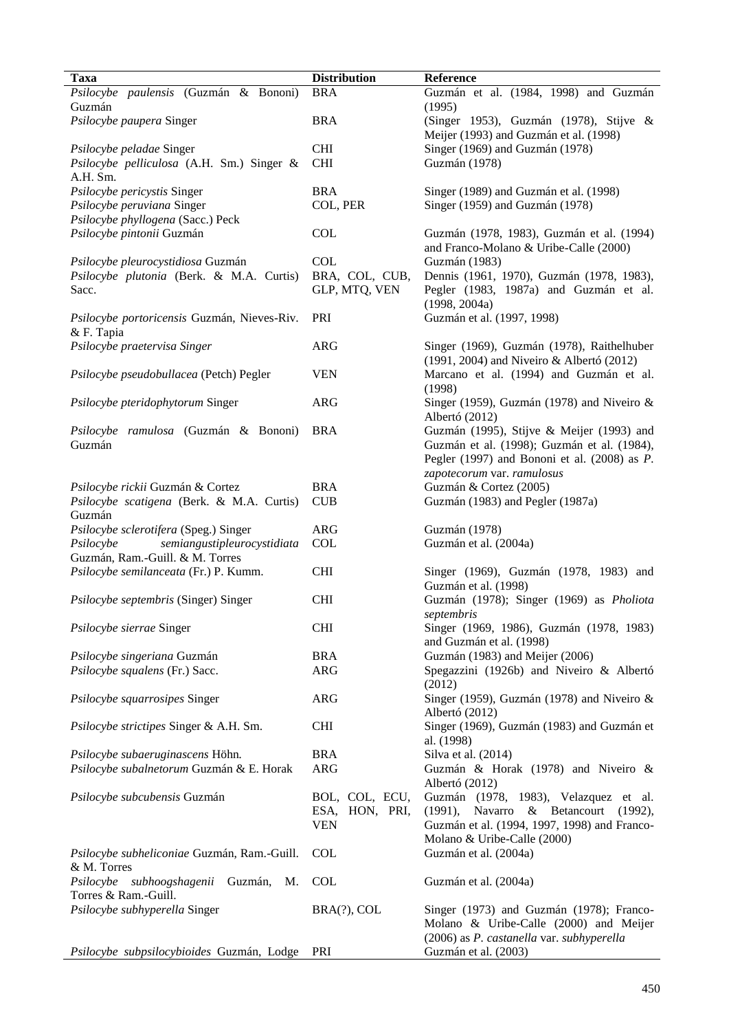| Taxa | Distribution | Reference |
|---|---|---|
| *Psilocybe paulensis* (Guzmán & Bononi) Guzmán | BRA | Guzmán et al. (1984, 1998) and Guzmán (1995) |
| *Psilocybe paupera* Singer | BRA | (Singer 1953), Guzmán (1978), Stijve & Meijer (1993) and Guzmán et al. (1998) |
| *Psilocybe peladae* Singer | CHI | Singer (1969) and Guzmán (1978) |
| *Psilocybe pelliculosa* (A.H. Sm.) Singer & A.H. Sm. | CHI | Guzmán (1978) |
| *Psilocybe pericystis* Singer | BRA | Singer (1989) and Guzmán et al. (1998) |
| *Psilocybe peruviana* Singer | COL, PER | Singer (1959) and Guzmán (1978) |
| *Psilocybe phyllogena* (Sacc.) Peck | | |
| *Psilocybe pintonii* Guzmán | COL | Guzmán (1978, 1983), Guzmán et al. (1994) and Franco-Molano & Uribe-Calle (2000) |
| *Psilocybe pleurocystidiosa* Guzmán | COL | Guzmán (1983) |
| *Psilocybe plutonia* (Berk. & M.A. Curtis) Sacc. | BRA, COL, CUB, GLP, MTQ, VEN | Dennis (1961, 1970), Guzmán (1978, 1983), Pegler (1983, 1987a) and Guzmán et al. (1998, 2004a) |
| *Psilocybe portoricensis* Guzmán, Nieves-Riv. & F. Tapia | PRI | Guzmán et al. (1997, 1998) |
| *Psilocybe praetervisa Singer* | ARG | Singer (1969), Guzmán (1978), Raithelhuber (1991, 2004) and Niveiro & Albertó (2012) |
| *Psilocybe pseudobullacea* (Petch) Pegler | VEN | Marcano et al. (1994) and Guzmán et al. (1998) |
| *Psilocybe pteridophytorum* Singer | ARG | Singer (1959), Guzmán (1978) and Niveiro & Albertó (2012) |
| *Psilocybe ramulosa* (Guzmán & Bononi) Guzmán | BRA | Guzmán (1995), Stijve & Meijer (1993) and Guzmán et al. (1998); Guzmán et al. (1984), Pegler (1997) and Bononi et al. (2008) as *P. zapotecorum* var. *ramulosus* |
| *Psilocybe rickii* Guzmán & Cortez | BRA | Guzmán & Cortez (2005) |
| *Psilocybe scatigena* (Berk. & M.A. Curtis) Guzmán | CUB | Guzmán (1983) and Pegler (1987a) |
| *Psilocybe sclerotifera* (Speg.) Singer | ARG | Guzmán (1978) |
| *Psilocybe semiangustipleurocystidiata* Guzmán, Ram.-Guill. & M. Torres | COL | Guzmán et al. (2004a) |
| *Psilocybe semilanceata* (Fr.) P. Kumm. | CHI | Singer (1969), Guzmán (1978, 1983) and Guzmán et al. (1998) |
| *Psilocybe septembris* (Singer) Singer | CHI | Guzmán (1978); Singer (1969) as *Pholiota septembris* |
| *Psilocybe sierrae* Singer | CHI | Singer (1969, 1986), Guzmán (1978, 1983) and Guzmán et al. (1998) |
| *Psilocybe singeriana* Guzmán | BRA | Guzmán (1983) and Meijer (2006) |
| *Psilocybe squalens* (Fr.) Sacc. | ARG | Spegazzini (1926b) and Niveiro & Albertó (2012) |
| *Psilocybe squarrosipes* Singer | ARG | Singer (1959), Guzmán (1978) and Niveiro & Albertó (2012) |
| *Psilocybe strictipes* Singer & A.H. Sm. | CHI | Singer (1969), Guzmán (1983) and Guzmán et al. (1998) |
| *Psilocybe subaeruginascens* Höhn. | BRA | Silva et al. (2014) |
| *Psilocybe subalnetorum* Guzmán & E. Horak | ARG | Guzmán & Horak (1978) and Niveiro & Albertó (2012) |
| *Psilocybe subcubensis* Guzmán | BOL, COL, ECU, ESA, HON, PRI, VEN | Guzmán (1978, 1983), Velazquez et al. (1991), Navarro & Betancourt (1992), Guzmán et al. (1994, 1997, 1998) and Franco-Molano & Uribe-Calle (2000) |
| *Psilocybe subheliconiae* Guzmán, Ram.-Guill. & M. Torres | COL | Guzmán et al. (2004a) |
| *Psilocybe subhoogshagenii* Guzmán, M. Torres & Ram.-Guill. | COL | Guzmán et al. (2004a) |
| *Psilocybe subhyperella* Singer | BRA(?), COL | Singer (1973) and Guzmán (1978); Franco-Molano & Uribe-Calle (2000) and Meijer (2006) as *P. castanella* var. *subhyperella* |
| *Psilocybe subpsilocybioides* Guzmán, Lodge | PRI | Guzmán et al. (2003) |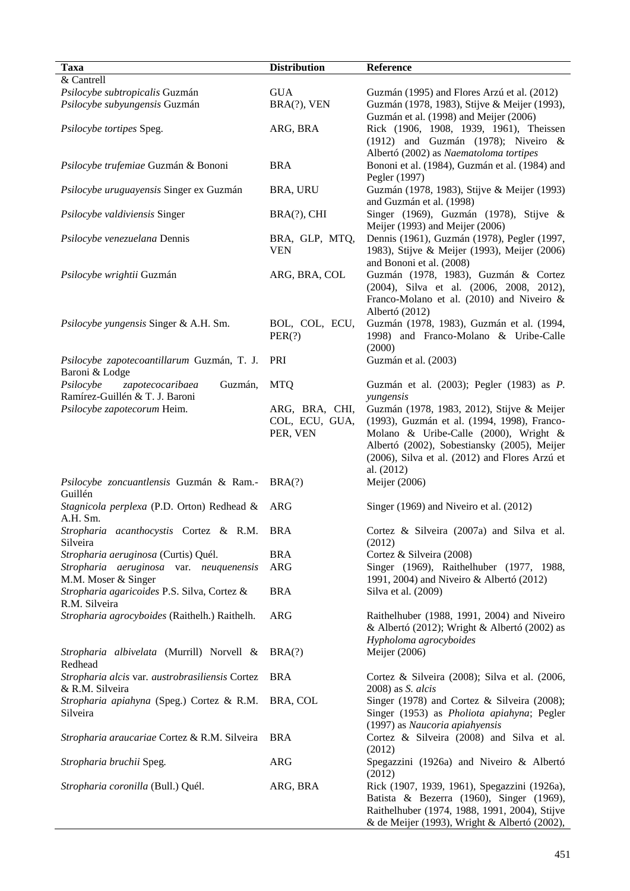| Taxa | Distribution | Reference |
|---|---|---|
| & Cantrell | | |
| *Psilocybe subtropicalis* Guzmán | GUA | Guzmán (1995) and Flores Arzú et al. (2012) |
| *Psilocybe subyungensis* Guzmán | BRA(?), VEN | Guzmán (1978, 1983), Stijve & Meijer (1993), Guzmán et al. (1998) and Meijer (2006) |
| *Psilocybe tortipes* Speg. | ARG, BRA | Rick (1906, 1908, 1939, 1961), Theissen (1912) and Guzmán (1978); Niveiro & Albertó (2002) as *Naematoloma tortipes* |
| *Psilocybe trufemiae* Guzmán & Bononi | BRA | Bononi et al. (1984), Guzmán et al. (1984) and Pegler (1997) |
| *Psilocybe uruguayensis* Singer ex Guzmán | BRA, URU | Guzmán (1978, 1983), Stijve & Meijer (1993) and Guzmán et al. (1998) |
| *Psilocybe valdiviensis* Singer | BRA(?), CHI | Singer (1969), Guzmán (1978), Stijve & Meijer (1993) and Meijer (2006) |
| *Psilocybe venezuelana* Dennis | BRA, GLP, MTQ, VEN | Dennis (1961), Guzmán (1978), Pegler (1997, 1983), Stijve & Meijer (1993), Meijer (2006) and Bononi et al. (2008) |
| *Psilocybe wrightii* Guzmán | ARG, BRA, COL | Guzmán (1978, 1983), Guzmán & Cortez (2004), Silva et al. (2006, 2008, 2012), Franco-Molano et al. (2010) and Niveiro & Albertó (2012) |
| *Psilocybe yungensis* Singer & A.H. Sm. | BOL, COL, ECU, PER(?) | Guzmán (1978, 1983), Guzmán et al. (1994, 1998) and Franco-Molano & Uribe-Calle (2000) |
| *Psilocybe zapotecoantillarum* Guzmán, T. J. Baroni & Lodge | PRI | Guzmán et al. (2003) |
| *Psilocybe zapotecocaribaea* Guzmán, Ramírez-Guillén & T. J. Baroni | MTQ | Guzmán et al. (2003); Pegler (1983) as *P. yungensis* |
| *Psilocybe zapotecorum* Heim. | ARG, BRA, CHI, COL, ECU, GUA, PER, VEN | Guzmán (1978, 1983, 2012), Stijve & Meijer (1993), Guzmán et al. (1994, 1998), Franco-Molano & Uribe-Calle (2000), Wright & Albertó (2002), Sobestiansky (2005), Meijer (2006), Silva et al. (2012) and Flores Arzú et al. (2012) |
| *Psilocybe zoncuantlensis* Guzmán & Ram.-Guillén | BRA(?) | Meijer (2006) |
| *Stagnicola perplexa* (P.D. Orton) Redhead & A.H. Sm. | ARG | Singer (1969) and Niveiro et al. (2012) |
| *Stropharia acanthocystis* Cortez & R.M. Silveira | BRA | Cortez & Silveira (2007a) and Silva et al. (2012) |
| *Stropharia aeruginosa* (Curtis) Quél. | BRA | Cortez & Silveira (2008) |
| *Stropharia aeruginosa* var. *neuquenensis* M.M. Moser & Singer | ARG | Singer (1969), Raithelhuber (1977, 1988, 1991, 2004) and Niveiro & Albertó (2012) |
| *Stropharia agaricoides* P.S. Silva, Cortez & R.M. Silveira | BRA | Silva et al. (2009) |
| *Stropharia agrocyboides* (Raithelh.) Raithelh. | ARG | Raithelhuber (1988, 1991, 2004) and Niveiro & Albertó (2012); Wright & Albertó (2002) as *Hypholoma agrocyboides* |
| *Stropharia albivelata* (Murrill) Norvell & Redhead | BRA(?) | Meijer (2006) |
| *Stropharia alcis* var. *austrobrasiliensis* Cortez & R.M. Silveira | BRA | Cortez & Silveira (2008); Silva et al. (2006, 2008) as *S. alcis* |
| *Stropharia apiahyna* (Speg.) Cortez & R.M. Silveira | BRA, COL | Singer (1978) and Cortez & Silveira (2008); Singer (1953) as *Pholiota apiahyna*; Pegler (1997) as *Naucoria apiahyensis* |
| *Stropharia araucariae* Cortez & R.M. Silveira | BRA | Cortez & Silveira (2008) and Silva et al. (2012) |
| *Stropharia bruchii* Speg. | ARG | Spegazzini (1926a) and Niveiro & Albertó (2012) |
| *Stropharia coronilla* (Bull.) Quél. | ARG, BRA | Rick (1907, 1939, 1961), Spegazzini (1926a), Batista & Bezerra (1960), Singer (1969), Raithelhuber (1974, 1988, 1991, 2004), Stijve & de Meijer (1993), Wright & Albertó (2002), |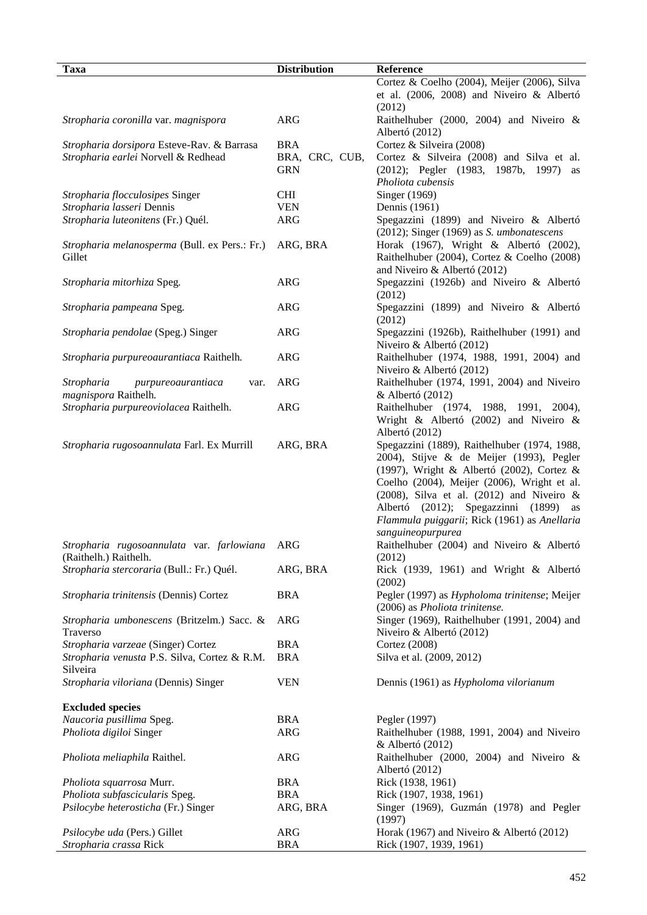| Taxa | Distribution | Reference |
|---|---|---|
| | | Cortez & Coelho (2004), Meijer (2006), Silva et al. (2006, 2008) and Niveiro & Albertó (2012) |
| *Stropharia coronilla* var. *magnispora* | ARG | Raithelhuber (2000, 2004) and Niveiro & Albertó (2012) |
| *Stropharia dorsipora* Esteve-Rav. & Barrasa | BRA | Cortez & Silveira (2008) |
| *Stropharia earlei* Norvell & Redhead | BRA, CRC, CUB, GRN | Cortez & Silveira (2008) and Silva et al. (2012); Pegler (1983, 1987b, 1997) as *Pholiota cubensis* |
| *Stropharia flocculosipes* Singer | CHI | Singer (1969) |
| *Stropharia lasseri* Dennis | VEN | Dennis (1961) |
| *Stropharia luteonitens* (Fr.) Quél. | ARG | Spegazzini (1899) and Niveiro & Albertó (2012); Singer (1969) as *S. umbonatescens* |
| *Stropharia melanosperma* (Bull. ex Pers.: Fr.) Gillet | ARG, BRA | Horak (1967), Wright & Albertó (2002), Raithelhuber (2004), Cortez & Coelho (2008) and Niveiro & Albertó (2012) |
| *Stropharia mitorhiza* Speg. | ARG | Spegazzini (1926b) and Niveiro & Albertó (2012) |
| *Stropharia pampeana* Speg. | ARG | Spegazzini (1899) and Niveiro & Albertó (2012) |
| *Stropharia pendolae* (Speg.) Singer | ARG | Spegazzini (1926b), Raithelhuber (1991) and Niveiro & Albertó (2012) |
| *Stropharia purpureoaurantiaca* Raithelh. | ARG | Raithelhuber (1974, 1988, 1991, 2004) and Niveiro & Albertó (2012) |
| *Stropharia purpureoaurantiaca* var. *magnispora* Raithelh. | ARG | Raithelhuber (1974, 1991, 2004) and Niveiro & Albertó (2012) |
| *Stropharia purpureoviolacea* Raithelh. | ARG | Raithelhuber (1974, 1988, 1991, 2004), Wright & Albertó (2002) and Niveiro & Albertó (2012) |
| *Stropharia rugosoannulata* Farl. Ex Murrill | ARG, BRA | Spegazzini (1889), Raithelhuber (1974, 1988, 2004), Stijve & de Meijer (1993), Pegler (1997), Wright & Albertó (2002), Cortez & Coelho (2004), Meijer (2006), Wright et al. (2008), Silva et al. (2012) and Niveiro & Albertó (2012); Spegazzinni (1899) as *Flammula puiggarii*; Rick (1961) as *Anellaria sanguineopurpurea* |
| *Stropharia rugosoannulata* var. *farlowiana* (Raithelh.) Raithelh. | ARG | Raithelhuber (2004) and Niveiro & Albertó (2012) |
| *Stropharia stercoraria* (Bull.: Fr.) Quél. | ARG, BRA | Rick (1939, 1961) and Wright & Albertó (2002) |
| *Stropharia trinitensis* (Dennis) Cortez | BRA | Pegler (1997) as *Hypholoma trinitense*; Meijer (2006) as *Pholiota trinitense.* |
| *Stropharia umbonescens* (Britzelm.) Sacc. & Traverso | ARG | Singer (1969), Raithelhuber (1991, 2004) and Niveiro & Albertó (2012) |
| *Stropharia varzeae* (Singer) Cortez | BRA | Cortez (2008) |
| *Stropharia venusta* P.S. Silva, Cortez & R.M. Silveira | BRA | Silva et al. (2009, 2012) |
| *Stropharia viloriana* (Dennis) Singer | VEN | Dennis (1961) as *Hypholoma vilorianum* |
| **Excluded species** | | |
| *Naucoria pusillima* Speg. | BRA | Pegler (1997) |
| *Pholiota digiloi* Singer | ARG | Raithelhuber (1988, 1991, 2004) and Niveiro & Albertó (2012) |
| *Pholiota meliaphila* Raithel. | ARG | Raithelhuber (2000, 2004) and Niveiro & Albertó (2012) |
| *Pholiota squarrosa* Murr. | BRA | Rick (1938, 1961) |
| *Pholiota subfascicularis* Speg. | BRA | Rick (1907, 1938, 1961) |
| *Psilocybe heterosticha* (Fr.) Singer | ARG, BRA | Singer (1969), Guzmán (1978) and Pegler (1997) |
| *Psilocybe uda* (Pers.) Gillet | ARG | Horak (1967) and Niveiro & Albertó (2012) |
| *Stropharia crassa* Rick | BRA | Rick (1907, 1939, 1961) |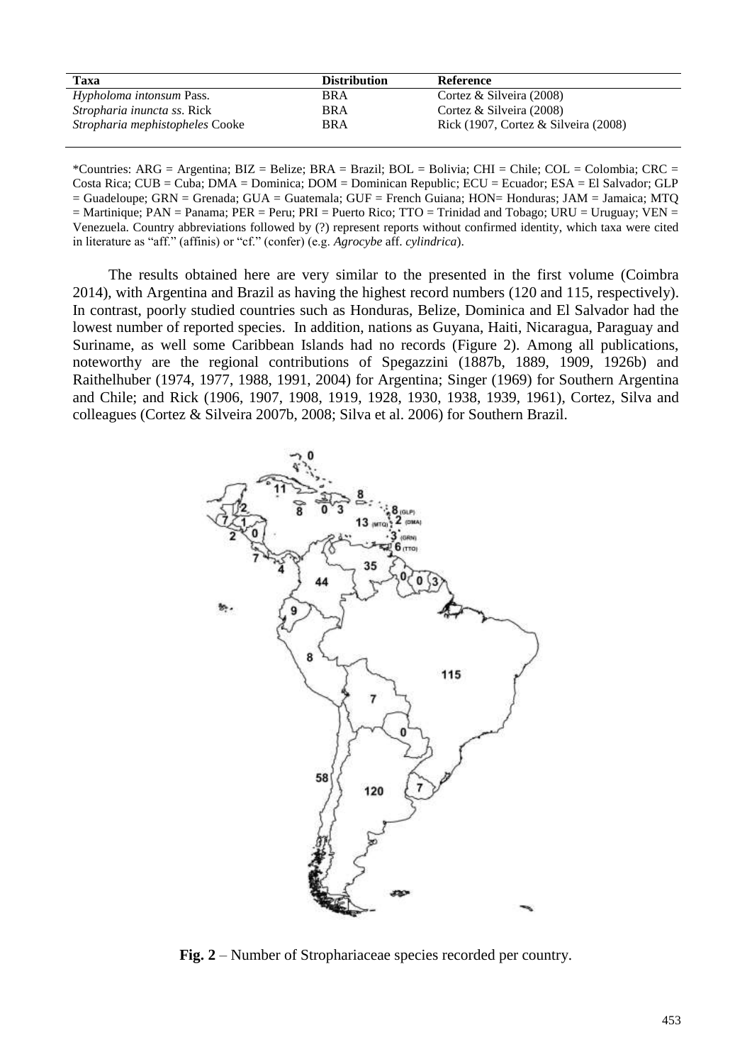| Taxa | Distribution | Reference |
|---|---|---|
| *Hypholoma intonsum* Pass. | BRA | Cortez & Silveira (2008) |
| *Stropharia inuncta ss.* Rick | BRA | Cortez & Silveira (2008) |
| *Stropharia mephistopheles* Cooke | BRA | Rick (1907, Cortez & Silveira (2008) |

*Countries: ARG = Argentina; BIZ = Belize; BRA = Brazil; BOL = Bolivia; CHI = Chile; COL = Colombia; CRC = Costa Rica; CUB = Cuba; DMA = Dominica; DOM = Dominican Republic; ECU = Ecuador; ESA = El Salvador; GLP = Guadeloupe; GRN = Grenada; GUA = Guatemala; GUF = French Guiana; HON= Honduras; JAM = Jamaica; MTQ = Martinique; PAN = Panama; PER = Peru; PRI = Puerto Rico; TTO = Trinidad and Tobago; URU = Uruguay; VEN = Venezuela. Country abbreviations followed by (?) represent reports without confirmed identity, which taxa were cited in literature as "aff." (affinis) or "cf." (confer) (e.g. *Agrocybe* aff. *cylindrica*).

The results obtained here are very similar to the presented in the first volume (Coimbra 2014), with Argentina and Brazil as having the highest record numbers (120 and 115, respectively). In contrast, poorly studied countries such as Honduras, Belize, Dominica and El Salvador had the lowest number of reported species. In addition, nations as Guyana, Haiti, Nicaragua, Paraguay and Suriname, as well some Caribbean Islands had no records (Figure 2). Among all publications, noteworthy are the regional contributions of Spegazzini (1887b, 1889, 1909, 1926b) and Raithelhuber (1974, 1977, 1988, 1991, 2004) for Argentina; Singer (1969) for Southern Argentina and Chile; and Rick (1906, 1907, 1908, 1919, 1928, 1930, 1938, 1939, 1961), Cortez, Silva and colleagues (Cortez & Silveira 2007b, 2008; Silva et al. 2006) for Southern Brazil.

**Fig. 2** – Number of Strophariaceae species recorded per country.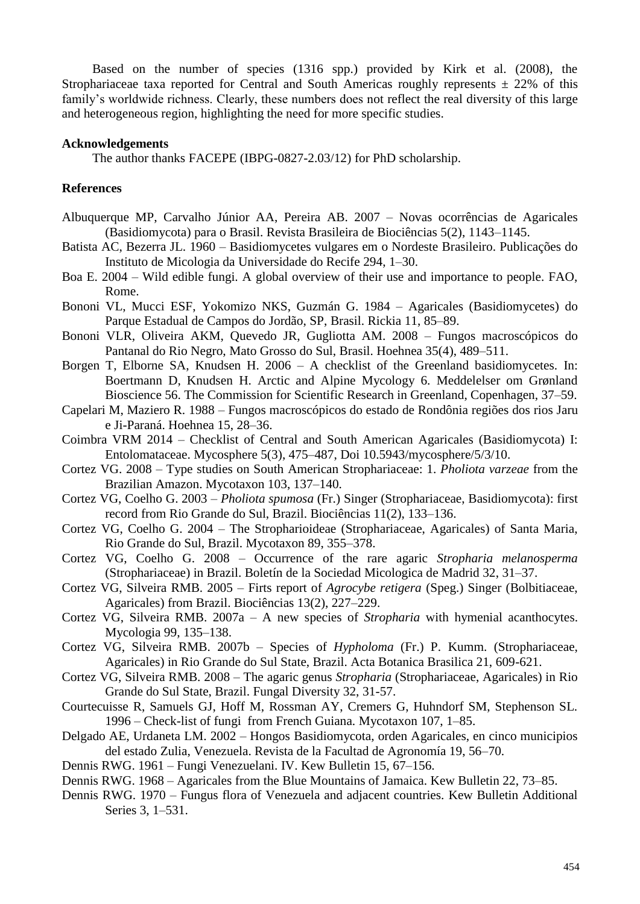Based on the number of species (1316 spp.) provided by Kirk et al. (2008), the Strophariaceae taxa reported for Central and South Americas roughly represents ± 22% of this family's worldwide richness. Clearly, these numbers does not reflect the real diversity of this large and heterogeneous region, highlighting the need for more specific studies.

## Acknowledgements

The author thanks FACEPE (IBPG-0827-2.03/12) for PhD scholarship.

## References

Albuquerque MP, Carvalho Júnior AA, Pereira AB. 2007 – Novas ocorrências de Agaricales (Basidiomycota) para o Brasil. Revista Brasileira de Biociências 5(2), 1143–1145.

Batista AC, Bezerra JL. 1960 – Basidiomycetes vulgares em o Nordeste Brasileiro. Publicações do Instituto de Micologia da Universidade do Recife 294, 1–30.

Boa E. 2004 – Wild edible fungi. A global overview of their use and importance to people. FAO, Rome.

Bononi VL, Mucci ESF, Yokomizo NKS, Guzmán G. 1984 – Agaricales (Basidiomycetes) do Parque Estadual de Campos do Jordão, SP, Brasil. Rickia 11, 85–89.

Bononi VLR, Oliveira AKM, Quevedo JR, Gugliotta AM. 2008 – Fungos macroscópicos do Pantanal do Rio Negro, Mato Grosso do Sul, Brasil. Hoehnea 35(4), 489–511.

Borgen T, Elborne SA, Knudsen H. 2006 – A checklist of the Greenland basidiomycetes. In: Boertmann D, Knudsen H. Arctic and Alpine Mycology 6. Meddelelser om Grønland Bioscience 56. The Commission for Scientific Research in Greenland, Copenhagen, 37–59.

Capelari M, Maziero R. 1988 – Fungos macroscópicos do estado de Rondônia regiões dos rios Jaru e Ji-Paraná. Hoehnea 15, 28–36.

Coimbra VRM 2014 – Checklist of Central and South American Agaricales (Basidiomycota) I: Entolomataceae. Mycosphere 5(3), 475–487, Doi 10.5943/mycosphere/5/3/10.

Cortez VG. 2008 – Type studies on South American Strophariaceae: 1. *Pholiota varzeae* from the Brazilian Amazon. Mycotaxon 103, 137–140.

Cortez VG, Coelho G. 2003 – *Pholiota spumosa* (Fr.) Singer (Strophariaceae, Basidiomycota): first record from Rio Grande do Sul, Brazil. Biociências 11(2), 133–136.

Cortez VG, Coelho G. 2004 – The Stropharioideae (Strophariaceae, Agaricales) of Santa Maria, Rio Grande do Sul, Brazil. Mycotaxon 89, 355–378.

Cortez VG, Coelho G. 2008 – Occurrence of the rare agaric *Stropharia melanosperma* (Strophariaceae) in Brazil. Boletín de la Sociedad Micologica de Madrid 32, 31–37.

Cortez VG, Silveira RMB. 2005 – Firts report of *Agrocybe retigera* (Speg.) Singer (Bolbitiaceae, Agaricales) from Brazil. Biociências 13(2), 227–229.

Cortez VG, Silveira RMB. 2007a – A new species of *Stropharia* with hymenial acanthocytes. Mycologia 99, 135–138.

Cortez VG, Silveira RMB. 2007b – Species of *Hypholoma* (Fr.) P. Kumm. (Strophariaceae, Agaricales) in Rio Grande do Sul State, Brazil. Acta Botanica Brasilica 21, 609-621.

Cortez VG, Silveira RMB. 2008 – The agaric genus *Stropharia* (Strophariaceae, Agaricales) in Rio Grande do Sul State, Brazil. Fungal Diversity 32, 31-57.

Courtecuisse R, Samuels GJ, Hoff M, Rossman AY, Cremers G, Huhndorf SM, Stephenson SL. 1996 – Check-list of fungi from French Guiana. Mycotaxon 107, 1–85.

Delgado AE, Urdaneta LM. 2002 – Hongos Basidiomycota, orden Agaricales, en cinco municipios del estado Zulia, Venezuela. Revista de la Facultad de Agronomía 19, 56–70.

Dennis RWG. 1961 – Fungi Venezuelani. IV. Kew Bulletin 15, 67–156.

Dennis RWG. 1968 – Agaricales from the Blue Mountains of Jamaica. Kew Bulletin 22, 73–85.

Dennis RWG. 1970 – Fungus flora of Venezuela and adjacent countries. Kew Bulletin Additional Series 3, 1–531.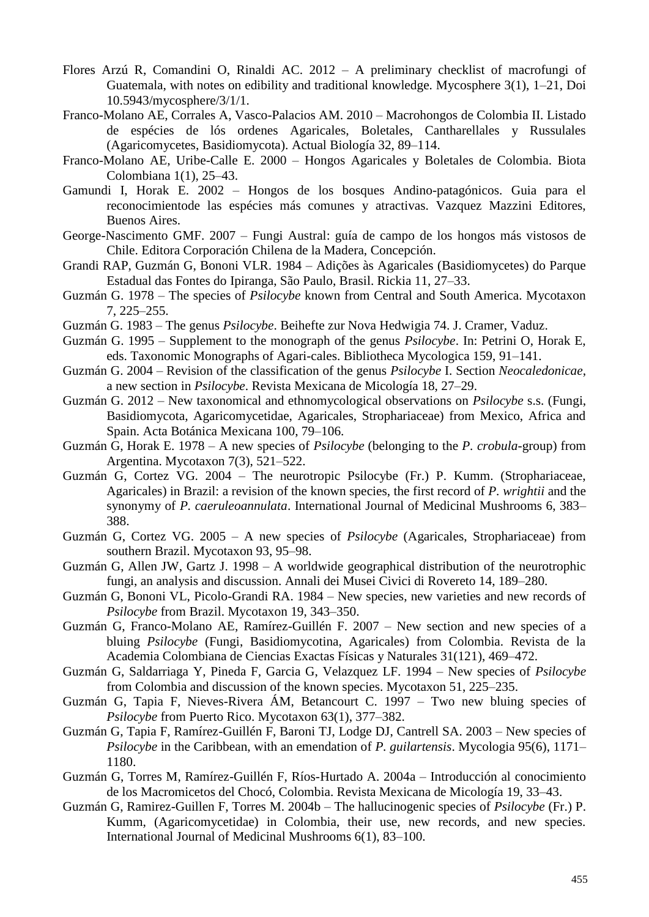Flores Arzú R, Comandini O, Rinaldi AC. 2012 – A preliminary checklist of macrofungi of Guatemala, with notes on edibility and traditional knowledge. Mycosphere 3(1), 1–21, Doi 10.5943/mycosphere/3/1/1.

Franco-Molano AE, Corrales A, Vasco-Palacios AM. 2010 – Macrohongos de Colombia II. Listado de espécies de lós ordenes Agaricales, Boletales, Cantharellales y Russulales (Agaricomycetes, Basidiomycota). Actual Biología 32, 89–114.

Franco-Molano AE, Uribe-Calle E. 2000 – Hongos Agaricales y Boletales de Colombia. Biota Colombiana 1(1), 25–43.

Gamundi I, Horak E. 2002 – Hongos de los bosques Andino-patagónicos. Guia para el reconocimientode las espécies más comunes y atractivas. Vazquez Mazzini Editores, Buenos Aires.

George-Nascimento GMF. 2007 – Fungi Austral: guía de campo de los hongos más vistosos de Chile. Editora Corporación Chilena de la Madera, Concepción.

Grandi RAP, Guzmán G, Bononi VLR. 1984 – Adições às Agaricales (Basidiomycetes) do Parque Estadual das Fontes do Ipiranga, São Paulo, Brasil. Rickia 11, 27–33.

Guzmán G. 1978 – The species of *Psilocybe* known from Central and South America. Mycotaxon 7, 225–255.

Guzmán G. 1983 – The genus *Psilocybe*. Beihefte zur Nova Hedwigia 74. J. Cramer, Vaduz.

Guzmán G. 1995 – Supplement to the monograph of the genus *Psilocybe*. In: Petrini O, Horak E, eds. Taxonomic Monographs of Agari-cales. Bibliotheca Mycologica 159, 91–141.

Guzmán G. 2004 – Revision of the classification of the genus *Psilocybe* I. Section *Neocaledonicae*, a new section in *Psilocybe*. Revista Mexicana de Micología 18, 27–29.

Guzmán G. 2012 – New taxonomical and ethnomycological observations on *Psilocybe* s.s. (Fungi, Basidiomycota, Agaricomycetidae, Agaricales, Strophariaceae) from Mexico, Africa and Spain. Acta Botánica Mexicana 100, 79–106.

Guzmán G, Horak E. 1978 – A new species of *Psilocybe* (belonging to the *P. crobula*-group) from Argentina. Mycotaxon 7(3), 521–522.

Guzmán G, Cortez VG. 2004 – The neurotropic Psilocybe (Fr.) P. Kumm. (Strophariaceae, Agaricales) in Brazil: a revision of the known species, the first record of *P. wrightii* and the synonymy of *P. caeruleoannulata*. International Journal of Medicinal Mushrooms 6, 383–388.

Guzmán G, Cortez VG. 2005 – A new species of *Psilocybe* (Agaricales, Strophariaceae) from southern Brazil. Mycotaxon 93, 95–98.

Guzmán G, Allen JW, Gartz J. 1998 – A worldwide geographical distribution of the neurotrophic fungi, an analysis and discussion. Annali dei Musei Civici di Rovereto 14, 189–280.

Guzmán G, Bononi VL, Picolo-Grandi RA. 1984 – New species, new varieties and new records of *Psilocybe* from Brazil. Mycotaxon 19, 343–350.

Guzmán G, Franco-Molano AE, Ramírez-Guillén F. 2007 – New section and new species of a bluing *Psilocybe* (Fungi, Basidiomycotina, Agaricales) from Colombia. Revista de la Academia Colombiana de Ciencias Exactas Físicas y Naturales 31(121), 469–472.

Guzmán G, Saldarriaga Y, Pineda F, Garcia G, Velazquez LF. 1994 – New species of *Psilocybe* from Colombia and discussion of the known species. Mycotaxon 51, 225–235.

Guzmán G, Tapia F, Nieves-Rivera ÁM, Betancourt C. 1997 – Two new bluing species of *Psilocybe* from Puerto Rico. Mycotaxon 63(1), 377–382.

Guzmán G, Tapia F, Ramírez-Guillén F, Baroni TJ, Lodge DJ, Cantrell SA. 2003 – New species of *Psilocybe* in the Caribbean, with an emendation of *P. guilartensis*. Mycologia 95(6), 1171–1180.

Guzmán G, Torres M, Ramírez-Guillén F, Ríos-Hurtado A. 2004a – Introducción al conocimiento de los Macromicetos del Chocó, Colombia. Revista Mexicana de Micología 19, 33–43.

Guzmán G, Ramirez-Guillen F, Torres M. 2004b – The hallucinogenic species of *Psilocybe* (Fr.) P. Kumm, (Agaricomycetidae) in Colombia, their use, new records, and new species. International Journal of Medicinal Mushrooms 6(1), 83–100.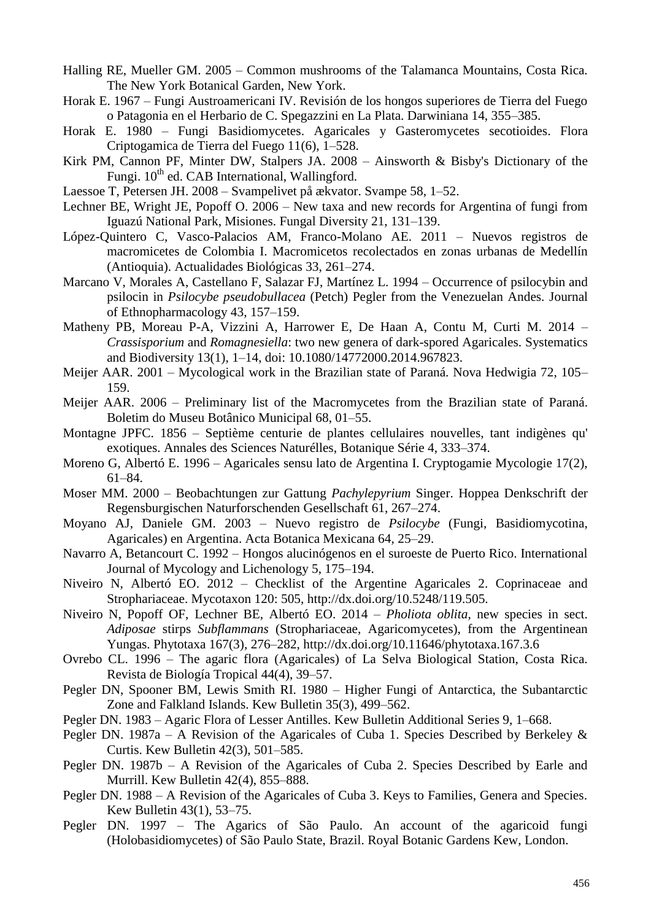Halling RE, Mueller GM. 2005 – Common mushrooms of the Talamanca Mountains, Costa Rica. The New York Botanical Garden, New York.

Horak E. 1967 – Fungi Austroamericani IV. Revisión de los hongos superiores de Tierra del Fuego o Patagonia en el Herbario de C. Spegazzini en La Plata. Darwiniana 14, 355–385.

Horak E. 1980 – Fungi Basidiomycetes. Agaricales y Gasteromycetes secotioides. Flora Criptogamica de Tierra del Fuego 11(6), 1–528.

Kirk PM, Cannon PF, Minter DW, Stalpers JA. 2008 – Ainsworth & Bisby's Dictionary of the Fungi. 10th ed. CAB International, Wallingford.

Laessoe T, Petersen JH. 2008 – Svampelivet på ækvator. Svampe 58, 1–52.

Lechner BE, Wright JE, Popoff O. 2006 – New taxa and new records for Argentina of fungi from Iguazú National Park, Misiones. Fungal Diversity 21, 131–139.

López-Quintero C, Vasco-Palacios AM, Franco-Molano AE. 2011 – Nuevos registros de macromicetes de Colombia I. Macromicetos recolectados en zonas urbanas de Medellín (Antioquia). Actualidades Biológicas 33, 261–274.

Marcano V, Morales A, Castellano F, Salazar FJ, Martínez L. 1994 – Occurrence of psilocybin and psilocin in *Psilocybe pseudobullacea* (Petch) Pegler from the Venezuelan Andes. Journal of Ethnopharmacology 43, 157–159.

Matheny PB, Moreau P-A, Vizzini A, Harrower E, De Haan A, Contu M, Curti M. 2014 – *Crassisporium* and *Romagnesiella*: two new genera of dark-spored Agaricales. Systematics and Biodiversity 13(1), 1–14, doi: 10.1080/14772000.2014.967823.

Meijer AAR. 2001 – Mycological work in the Brazilian state of Paraná. Nova Hedwigia 72, 105–159.

Meijer AAR. 2006 – Preliminary list of the Macromycetes from the Brazilian state of Paraná. Boletim do Museu Botânico Municipal 68, 01–55.

Montagne JPFC. 1856 – Septième centurie de plantes cellulaires nouvelles, tant indigènes qu' exotiques. Annales des Sciences Naturélles, Botanique Série 4, 333–374.

Moreno G, Albertó E. 1996 – Agaricales sensu lato de Argentina I. Cryptogamie Mycologie 17(2), 61–84.

Moser MM. 2000 – Beobachtungen zur Gattung *Pachylepyrium* Singer. Hoppea Denkschrift der Regensburgischen Naturforschenden Gesellschaft 61, 267–274.

Moyano AJ, Daniele GM. 2003 – Nuevo registro de *Psilocybe* (Fungi, Basidiomycotina, Agaricales) en Argentina. Acta Botanica Mexicana 64, 25–29.

Navarro A, Betancourt C. 1992 – Hongos alucinógenos en el suroeste de Puerto Rico. International Journal of Mycology and Lichenology 5, 175–194.

Niveiro N, Albertó EO. 2012 – Checklist of the Argentine Agaricales 2. Coprinaceae and Strophariaceae. Mycotaxon 120: 505, http://dx.doi.org/10.5248/119.505.

Niveiro N, Popoff OF, Lechner BE, Albertó EO. 2014 – *Pholiota oblita*, new species in sect. *Adiposae* stirps *Subflammans* (Strophariaceae, Agaricomycetes), from the Argentinean Yungas. Phytotaxa 167(3), 276–282, http://dx.doi.org/10.11646/phytotaxa.167.3.6

Ovrebo CL. 1996 – The agaric flora (Agaricales) of La Selva Biological Station, Costa Rica. Revista de Biología Tropical 44(4), 39–57.

Pegler DN, Spooner BM, Lewis Smith RI. 1980 – Higher Fungi of Antarctica, the Subantarctic Zone and Falkland Islands. Kew Bulletin 35(3), 499–562.

Pegler DN. 1983 – Agaric Flora of Lesser Antilles. Kew Bulletin Additional Series 9, 1–668.

Pegler DN. 1987a – A Revision of the Agaricales of Cuba 1. Species Described by Berkeley & Curtis. Kew Bulletin 42(3), 501–585.

Pegler DN. 1987b – A Revision of the Agaricales of Cuba 2. Species Described by Earle and Murrill. Kew Bulletin 42(4), 855–888.

Pegler DN. 1988 – A Revision of the Agaricales of Cuba 3. Keys to Families, Genera and Species. Kew Bulletin 43(1), 53–75.

Pegler DN. 1997 – The Agarics of São Paulo. An account of the agaricoid fungi (Holobasidiomycetes) of São Paulo State, Brazil. Royal Botanic Gardens Kew, London.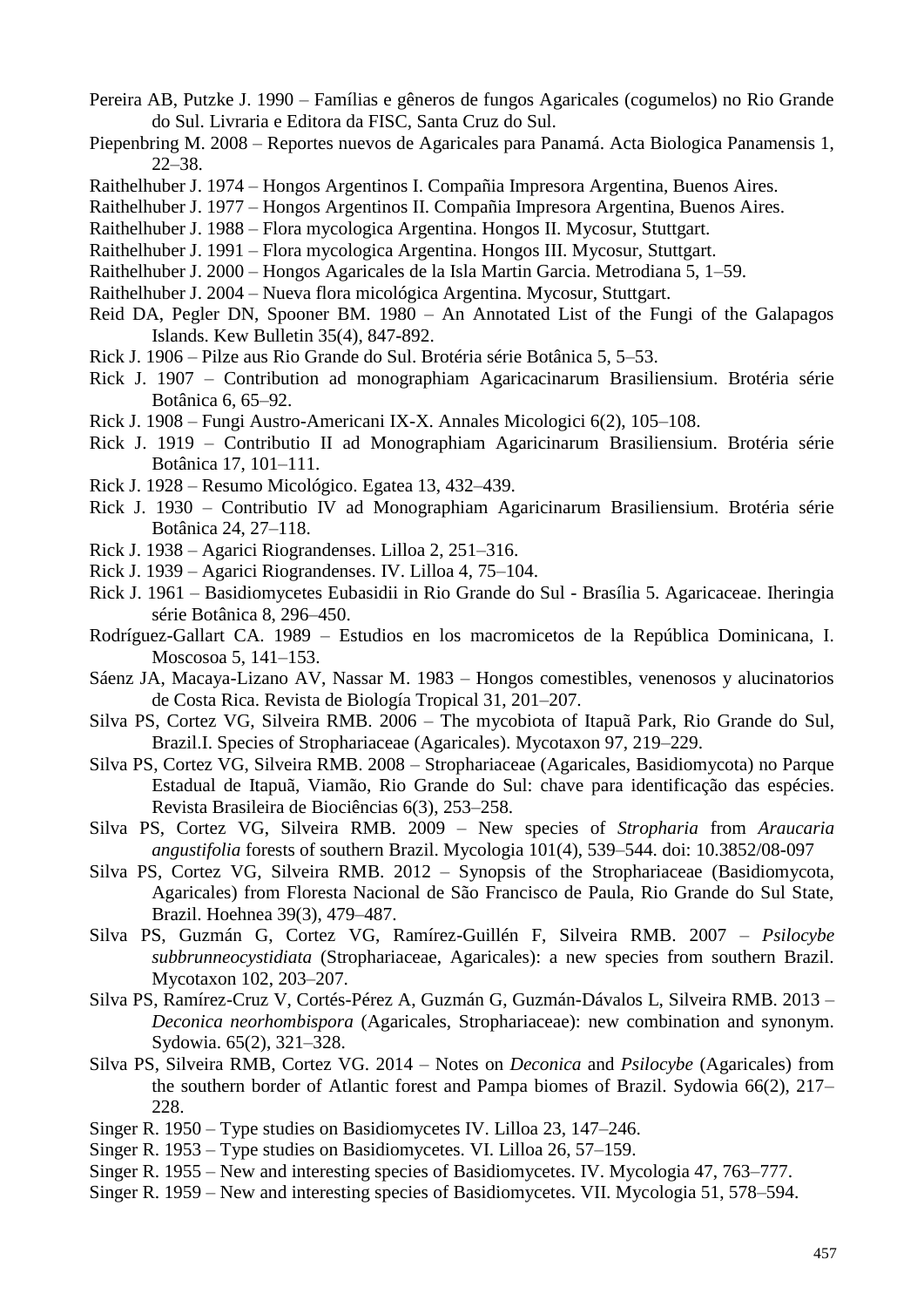Pereira AB, Putzke J. 1990 – Famílias e gêneros de fungos Agaricales (cogumelos) no Rio Grande do Sul. Livraria e Editora da FISC, Santa Cruz do Sul.

Piepenbring M. 2008 – Reportes nuevos de Agaricales para Panamá. Acta Biologica Panamensis 1, 22–38.

Raithelhuber J. 1974 – Hongos Argentinos I. Compañia Impresora Argentina, Buenos Aires.

Raithelhuber J. 1977 – Hongos Argentinos II. Compañia Impresora Argentina, Buenos Aires.

Raithelhuber J. 1988 – Flora mycologica Argentina. Hongos II. Mycosur, Stuttgart.

Raithelhuber J. 1991 – Flora mycologica Argentina. Hongos III. Mycosur, Stuttgart.

Raithelhuber J. 2000 – Hongos Agaricales de la Isla Martin Garcia. Metrodiana 5, 1–59.

Raithelhuber J. 2004 – Nueva flora micológica Argentina. Mycosur, Stuttgart.

Reid DA, Pegler DN, Spooner BM. 1980 – An Annotated List of the Fungi of the Galapagos Islands. Kew Bulletin 35(4), 847-892.

Rick J. 1906 – Pilze aus Rio Grande do Sul. Brotéria série Botânica 5, 5–53.

Rick J. 1907 – Contribution ad monographiam Agaricacinarum Brasiliensium. Brotéria série Botânica 6, 65–92.

Rick J. 1908 – Fungi Austro-Americani IX-X. Annales Micologici 6(2), 105–108.

Rick J. 1919 – Contributio II ad Monographiam Agaricinarum Brasiliensium. Brotéria série Botânica 17, 101–111.

Rick J. 1928 – Resumo Micológico. Egatea 13, 432–439.

Rick J. 1930 – Contributio IV ad Monographiam Agaricinarum Brasiliensium. Brotéria série Botânica 24, 27–118.

Rick J. 1938 – Agarici Riograndenses. Lilloa 2, 251–316.

Rick J. 1939 – Agarici Riograndenses. IV. Lilloa 4, 75–104.

Rick J. 1961 – Basidiomycetes Eubasidii in Rio Grande do Sul - Brasília 5. Agaricaceae. Iheringia série Botânica 8, 296–450.

Rodríguez-Gallart CA. 1989 – Estudios en los macromicetos de la República Dominicana, I. Moscosoa 5, 141–153.

Sáenz JA, Macaya-Lizano AV, Nassar M. 1983 – Hongos comestibles, venenosos y alucinatorios de Costa Rica. Revista de Biología Tropical 31, 201–207.

Silva PS, Cortez VG, Silveira RMB. 2006 – The mycobiota of Itapuã Park, Rio Grande do Sul, Brazil.I. Species of Strophariaceae (Agaricales). Mycotaxon 97, 219–229.

Silva PS, Cortez VG, Silveira RMB. 2008 – Strophariaceae (Agaricales, Basidiomycota) no Parque Estadual de Itapuã, Viamão, Rio Grande do Sul: chave para identificação das espécies. Revista Brasileira de Biociências 6(3), 253–258.

Silva PS, Cortez VG, Silveira RMB. 2009 – New species of *Stropharia* from *Araucaria angustifolia* forests of southern Brazil. Mycologia 101(4), 539–544. doi: 10.3852/08-097

Silva PS, Cortez VG, Silveira RMB. 2012 – Synopsis of the Strophariaceae (Basidiomycota, Agaricales) from Floresta Nacional de São Francisco de Paula, Rio Grande do Sul State, Brazil. Hoehnea 39(3), 479–487.

Silva PS, Guzmán G, Cortez VG, Ramírez-Guillén F, Silveira RMB. 2007 – *Psilocybe subbrunneocystidiata* (Strophariaceae, Agaricales): a new species from southern Brazil. Mycotaxon 102, 203–207.

Silva PS, Ramírez-Cruz V, Cortés-Pérez A, Guzmán G, Guzmán-Dávalos L, Silveira RMB. 2013 – *Deconica neorhombispora* (Agaricales, Strophariaceae): new combination and synonym. Sydowia. 65(2), 321–328.

Silva PS, Silveira RMB, Cortez VG. 2014 – Notes on *Deconica* and *Psilocybe* (Agaricales) from the southern border of Atlantic forest and Pampa biomes of Brazil. Sydowia 66(2), 217–228.

Singer R. 1950 – Type studies on Basidiomycetes IV. Lilloa 23, 147–246.

Singer R. 1953 – Type studies on Basidiomycetes. VI. Lilloa 26, 57–159.

Singer R. 1955 – New and interesting species of Basidiomycetes. IV. Mycologia 47, 763–777.

Singer R. 1959 – New and interesting species of Basidiomycetes. VII. Mycologia 51, 578–594.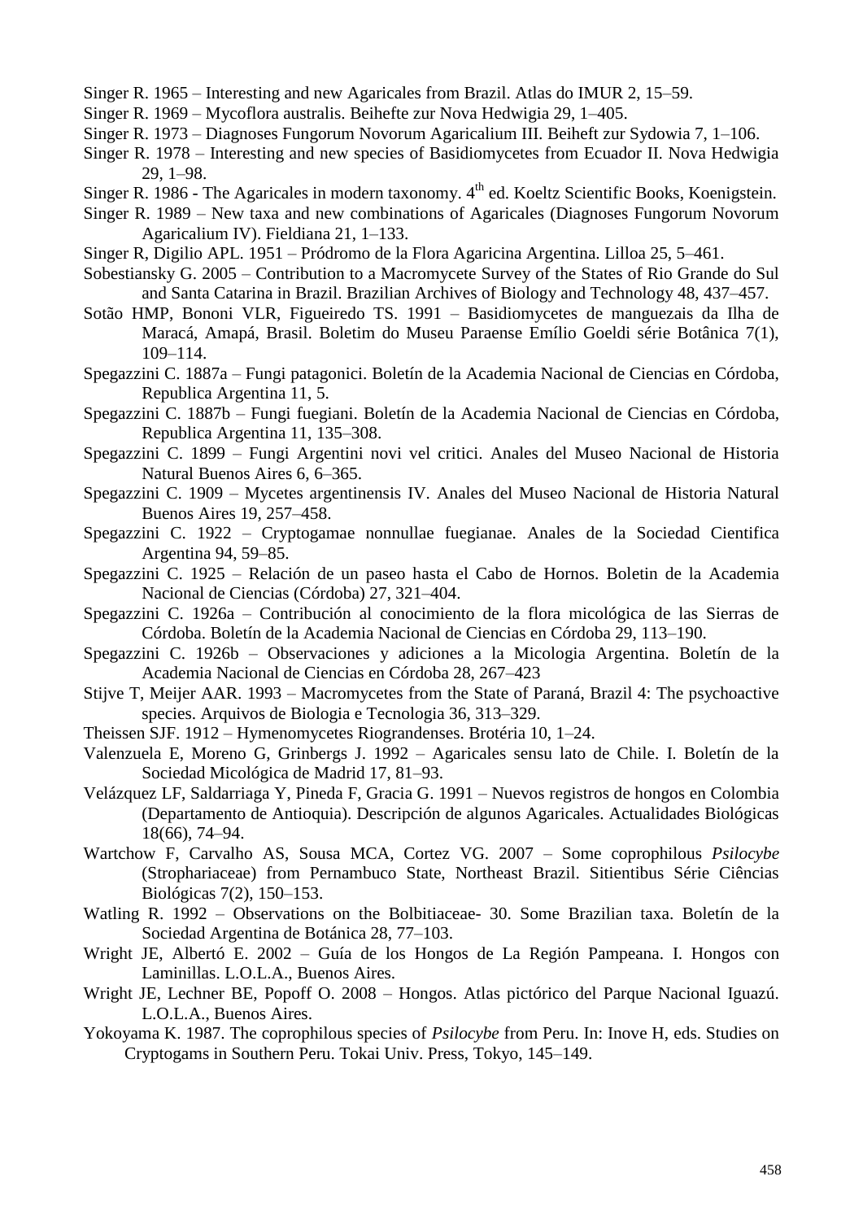Singer R. 1965 – Interesting and new Agaricales from Brazil. Atlas do IMUR 2, 15–59.

Singer R. 1969 – Mycoflora australis. Beihefte zur Nova Hedwigia 29, 1–405.

Singer R. 1973 – Diagnoses Fungorum Novorum Agaricalium III. Beiheft zur Sydowia 7, 1–106.

Singer R. 1978 – Interesting and new species of Basidiomycetes from Ecuador II. Nova Hedwigia 29, 1–98.

Singer R. 1986 - The Agaricales in modern taxonomy. 4th ed. Koeltz Scientific Books, Koenigstein.

Singer R. 1989 – New taxa and new combinations of Agaricales (Diagnoses Fungorum Novorum Agaricalium IV). Fieldiana 21, 1–133.

Singer R, Digilio APL. 1951 – Pródromo de la Flora Agaricina Argentina. Lilloa 25, 5–461.

Sobestiansky G. 2005 – Contribution to a Macromycete Survey of the States of Rio Grande do Sul and Santa Catarina in Brazil. Brazilian Archives of Biology and Technology 48, 437–457.

Sotão HMP, Bononi VLR, Figueiredo TS. 1991 – Basidiomycetes de manguezais da Ilha de Maracá, Amapá, Brasil. Boletim do Museu Paraense Emílio Goeldi série Botânica 7(1), 109–114.

Spegazzini C. 1887a – Fungi patagonici. Boletín de la Academia Nacional de Ciencias en Córdoba, Republica Argentina 11, 5.

Spegazzini C. 1887b – Fungi fuegiani. Boletín de la Academia Nacional de Ciencias en Córdoba, Republica Argentina 11, 135–308.

Spegazzini C. 1899 – Fungi Argentini novi vel critici. Anales del Museo Nacional de Historia Natural Buenos Aires 6, 6–365.

Spegazzini C. 1909 – Mycetes argentinensis IV. Anales del Museo Nacional de Historia Natural Buenos Aires 19, 257–458.

Spegazzini C. 1922 – Cryptogamae nonnullae fuegianae. Anales de la Sociedad Cientifica Argentina 94, 59–85.

Spegazzini C. 1925 – Relación de un paseo hasta el Cabo de Hornos. Boletin de la Academia Nacional de Ciencias (Córdoba) 27, 321–404.

Spegazzini C. 1926a – Contribución al conocimiento de la flora micológica de las Sierras de Córdoba. Boletín de la Academia Nacional de Ciencias en Córdoba 29, 113–190.

Spegazzini C. 1926b – Observaciones y adiciones a la Micologia Argentina. Boletín de la Academia Nacional de Ciencias en Córdoba 28, 267–423

Stijve T, Meijer AAR. 1993 – Macromycetes from the State of Paraná, Brazil 4: The psychoactive species. Arquivos de Biologia e Tecnologia 36, 313–329.

Theissen SJF. 1912 – Hymenomycetes Riograndenses. Brotéria 10, 1–24.

Valenzuela E, Moreno G, Grinbergs J. 1992 – Agaricales sensu lato de Chile. I. Boletín de la Sociedad Micológica de Madrid 17, 81–93.

Velázquez LF, Saldarriaga Y, Pineda F, Gracia G. 1991 – Nuevos registros de hongos en Colombia (Departamento de Antioquia). Descripción de algunos Agaricales. Actualidades Biológicas 18(66), 74–94.

Wartchow F, Carvalho AS, Sousa MCA, Cortez VG. 2007 – Some coprophilous *Psilocybe* (Strophariaceae) from Pernambuco State, Northeast Brazil. Sitientibus Série Ciências Biológicas 7(2), 150–153.

Watling R. 1992 – Observations on the Bolbitiaceae- 30. Some Brazilian taxa. Boletín de la Sociedad Argentina de Botánica 28, 77–103.

Wright JE, Albertó E. 2002 – Guía de los Hongos de La Región Pampeana. I. Hongos con Laminillas. L.O.L.A., Buenos Aires.

Wright JE, Lechner BE, Popoff O. 2008 – Hongos. Atlas pictórico del Parque Nacional Iguazú. L.O.L.A., Buenos Aires.

Yokoyama K. 1987. The coprophilous species of *Psilocybe* from Peru. In: Inove H, eds. Studies on Cryptogams in Southern Peru. Tokai Univ. Press, Tokyo, 145–149.